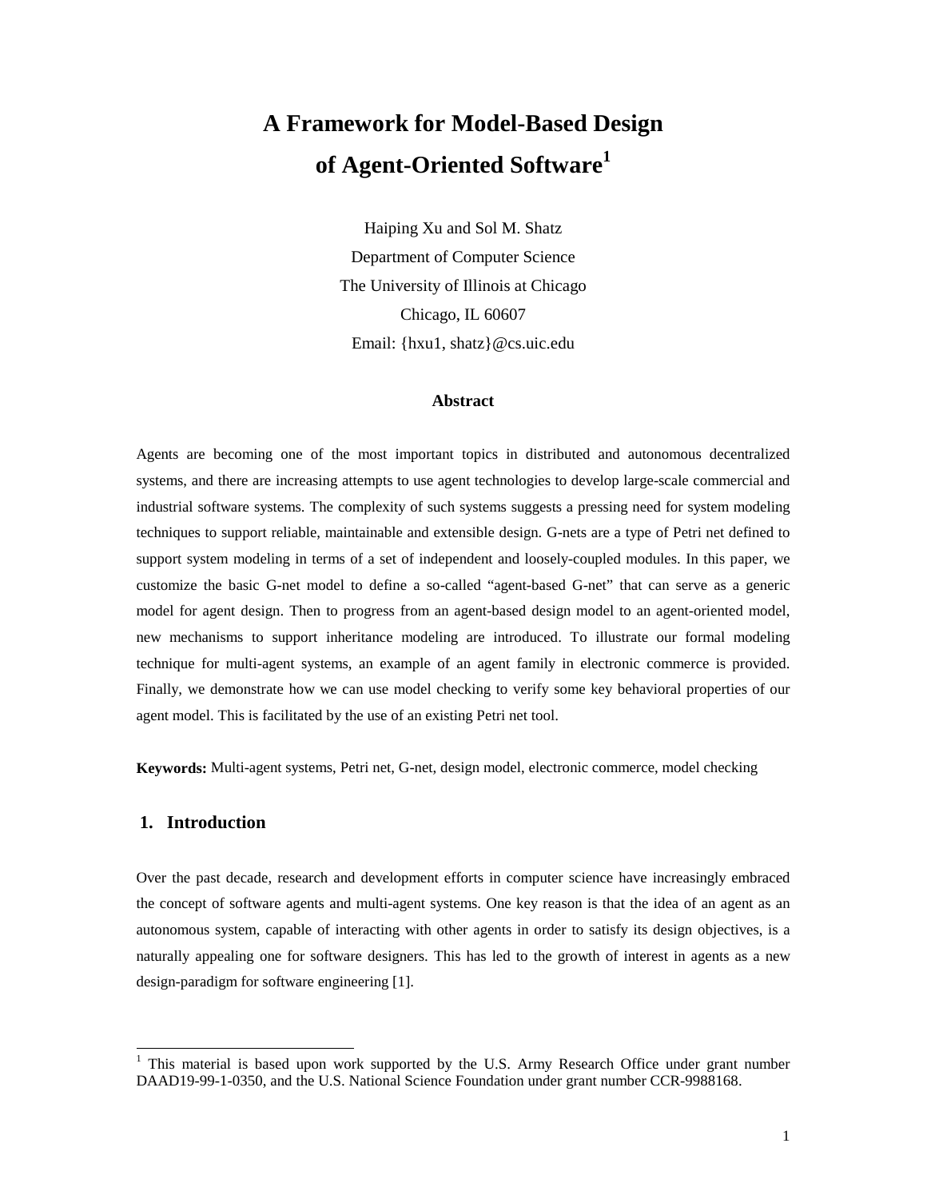# A Framework for Model-Based Design of Agent-Oriented Software[1]

Haiping Xu and Sol M. Shatz
Department of Computer Science
The University of Illinois at Chicago
Chicago, IL 60607
Email: {hxu1, shatz}@cs.uic.edu

### Abstract

Agents are becoming one of the most important topics in distributed and autonomous decentralized systems, and there are increasing attempts to use agent technologies to develop large-scale commercial and industrial software systems. The complexity of such systems suggests a pressing need for system modeling techniques to support reliable, maintainable and extensible design. G-nets are a type of Petri net defined to support system modeling in terms of a set of independent and loosely-coupled modules. In this paper, we customize the basic G-net model to define a so-called "agent-based G-net" that can serve as a generic model for agent design. Then to progress from an agent-based design model to an agent-oriented model, new mechanisms to support inheritance modeling are introduced. To illustrate our formal modeling technique for multi-agent systems, an example of an agent family in electronic commerce is provided. Finally, we demonstrate how we can use model checking to verify some key behavioral properties of our agent model. This is facilitated by the use of an existing Petri net tool.

**Keywords:** Multi-agent systems, Petri net, G-net, design model, electronic commerce, model checking

## 1. Introduction

Over the past decade, research and development efforts in computer science have increasingly embraced the concept of software agents and multi-agent systems. One key reason is that the idea of an agent as an autonomous system, capable of interacting with other agents in order to satisfy its design objectives, is a naturally appealing one for software designers. This has led to the growth of interest in agents as a new design-paradigm for software engineering [1].

---

[1] This material is based upon work supported by the U.S. Army Research Office under grant number DAAD19-99-1-0350, and the U.S. National Science Foundation under grant number CCR-9988168.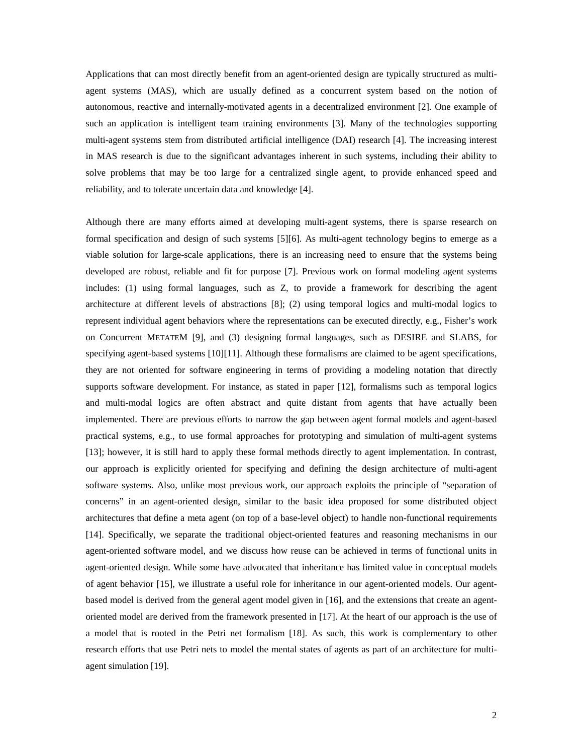Applications that can most directly benefit from an agent-oriented design are typically structured as multi-agent systems (MAS), which are usually defined as a concurrent system based on the notion of autonomous, reactive and internally-motivated agents in a decentralized environment [2]. One example of such an application is intelligent team training environments [3]. Many of the technologies supporting multi-agent systems stem from distributed artificial intelligence (DAI) research [4]. The increasing interest in MAS research is due to the significant advantages inherent in such systems, including their ability to solve problems that may be too large for a centralized single agent, to provide enhanced speed and reliability, and to tolerate uncertain data and knowledge [4].

Although there are many efforts aimed at developing multi-agent systems, there is sparse research on formal specification and design of such systems [5][6]. As multi-agent technology begins to emerge as a viable solution for large-scale applications, there is an increasing need to ensure that the systems being developed are robust, reliable and fit for purpose [7]. Previous work on formal modeling agent systems includes: (1) using formal languages, such as Z, to provide a framework for describing the agent architecture at different levels of abstractions [8]; (2) using temporal logics and multi-modal logics to represent individual agent behaviors where the representations can be executed directly, e.g., Fisher's work on Concurrent METATEM [9], and (3) designing formal languages, such as DESIRE and SLABS, for specifying agent-based systems [10][11]. Although these formalisms are claimed to be agent specifications, they are not oriented for software engineering in terms of providing a modeling notation that directly supports software development. For instance, as stated in paper [12], formalisms such as temporal logics and multi-modal logics are often abstract and quite distant from agents that have actually been implemented. There are previous efforts to narrow the gap between agent formal models and agent-based practical systems, e.g., to use formal approaches for prototyping and simulation of multi-agent systems [13]; however, it is still hard to apply these formal methods directly to agent implementation. In contrast, our approach is explicitly oriented for specifying and defining the design architecture of multi-agent software systems. Also, unlike most previous work, our approach exploits the principle of "separation of concerns" in an agent-oriented design, similar to the basic idea proposed for some distributed object architectures that define a meta agent (on top of a base-level object) to handle non-functional requirements [14]. Specifically, we separate the traditional object-oriented features and reasoning mechanisms in our agent-oriented software model, and we discuss how reuse can be achieved in terms of functional units in agent-oriented design. While some have advocated that inheritance has limited value in conceptual models of agent behavior [15], we illustrate a useful role for inheritance in our agent-oriented models. Our agent-based model is derived from the general agent model given in [16], and the extensions that create an agent-oriented model are derived from the framework presented in [17]. At the heart of our approach is the use of a model that is rooted in the Petri net formalism [18]. As such, this work is complementary to other research efforts that use Petri nets to model the mental states of agents as part of an architecture for multi-agent simulation [19].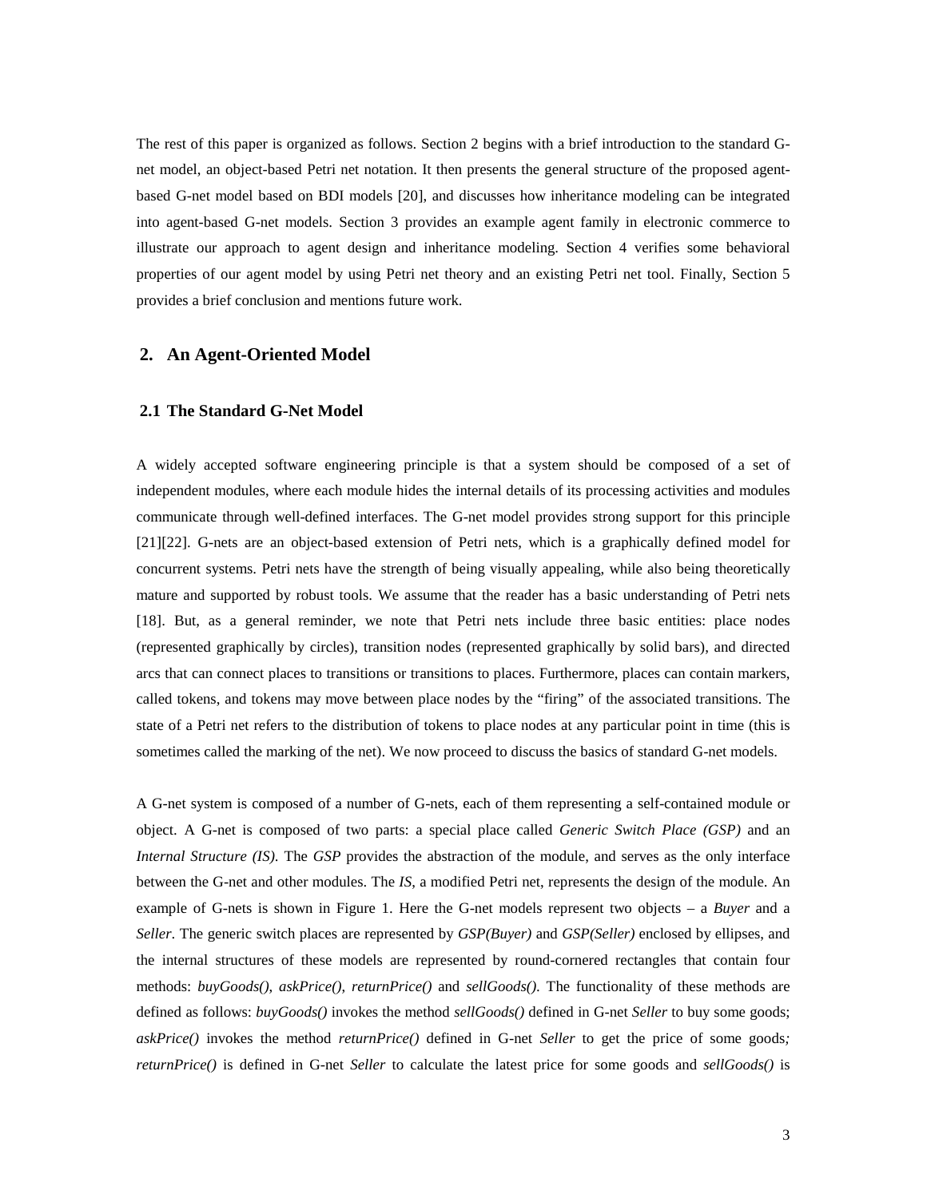The rest of this paper is organized as follows. Section 2 begins with a brief introduction to the standard G-net model, an object-based Petri net notation. It then presents the general structure of the proposed agent-based G-net model based on BDI models [20], and discusses how inheritance modeling can be integrated into agent-based G-net models. Section 3 provides an example agent family in electronic commerce to illustrate our approach to agent design and inheritance modeling. Section 4 verifies some behavioral properties of our agent model by using Petri net theory and an existing Petri net tool. Finally, Section 5 provides a brief conclusion and mentions future work.

## 2. An Agent-Oriented Model

### 2.1 The Standard G-Net Model

A widely accepted software engineering principle is that a system should be composed of a set of independent modules, where each module hides the internal details of its processing activities and modules communicate through well-defined interfaces. The G-net model provides strong support for this principle [21][22]. G-nets are an object-based extension of Petri nets, which is a graphically defined model for concurrent systems. Petri nets have the strength of being visually appealing, while also being theoretically mature and supported by robust tools. We assume that the reader has a basic understanding of Petri nets [18]. But, as a general reminder, we note that Petri nets include three basic entities: place nodes (represented graphically by circles), transition nodes (represented graphically by solid bars), and directed arcs that can connect places to transitions or transitions to places. Furthermore, places can contain markers, called tokens, and tokens may move between place nodes by the "firing" of the associated transitions. The state of a Petri net refers to the distribution of tokens to place nodes at any particular point in time (this is sometimes called the marking of the net). We now proceed to discuss the basics of standard G-net models.

A G-net system is composed of a number of G-nets, each of them representing a self-contained module or object. A G-net is composed of two parts: a special place called *Generic Switch Place (GSP)* and an *Internal Structure (IS)*. The *GSP* provides the abstraction of the module, and serves as the only interface between the G-net and other modules. The *IS*, a modified Petri net, represents the design of the module. An example of G-nets is shown in Figure 1. Here the G-net models represent two objects – a *Buyer* and a *Seller*. The generic switch places are represented by *GSP(Buyer)* and *GSP(Seller)* enclosed by ellipses, and the internal structures of these models are represented by round-cornered rectangles that contain four methods: *buyGoods()*, *askPrice()*, *returnPrice()* and *sellGoods()*. The functionality of these methods are defined as follows: *buyGoods()* invokes the method *sellGoods()* defined in G-net *Seller* to buy some goods; *askPrice()* invokes the method *returnPrice()* defined in G-net *Seller* to get the price of some goods; *returnPrice()* is defined in G-net *Seller* to calculate the latest price for some goods and *sellGoods()* is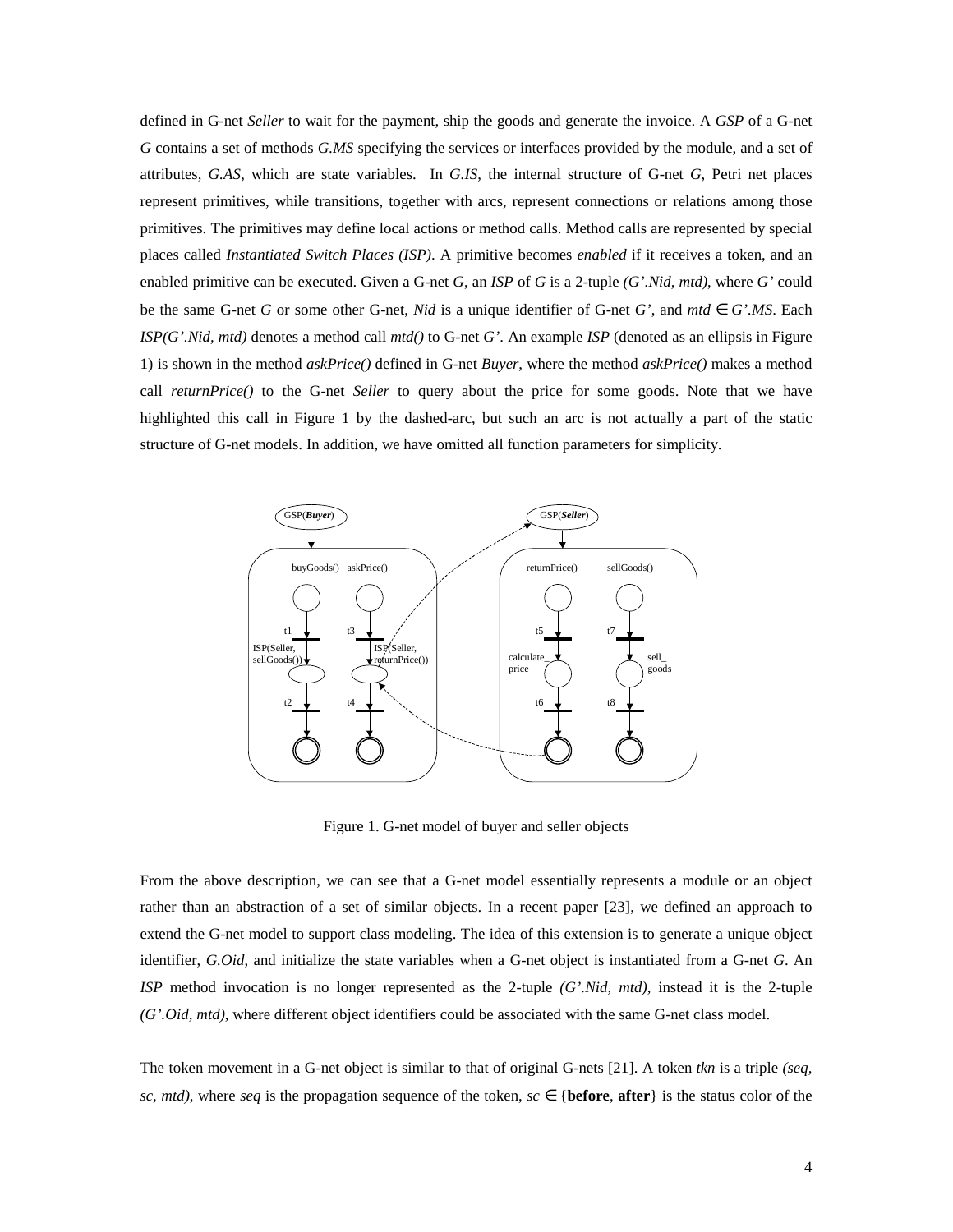defined in G-net *Seller* to wait for the payment, ship the goods and generate the invoice. A *GSP* of a G-net *G* contains a set of methods *G.MS* specifying the services or interfaces provided by the module, and a set of attributes, *G.AS*, which are state variables. In *G.IS*, the internal structure of G-net *G*, Petri net places represent primitives, while transitions, together with arcs, represent connections or relations among those primitives. The primitives may define local actions or method calls. Method calls are represented by special places called *Instantiated Switch Places (ISP)*. A primitive becomes *enabled* if it receives a token, and an enabled primitive can be executed. Given a G-net *G*, an *ISP* of *G* is a 2-tuple *(G'.Nid, mtd)*, where *G'* could be the same G-net *G* or some other G-net, *Nid* is a unique identifier of G-net *G'*, and $mtd \in G'.MS$. Each *ISP(G'.Nid, mtd)* denotes a method call *mtd()* to G-net *G'*. An example *ISP* (denoted as an ellipsis in Figure 1) is shown in the method *askPrice()* defined in G-net *Buyer*, where the method *askPrice()* makes a method call *returnPrice()* to the G-net *Seller* to query about the price for some goods. Note that we have highlighted this call in Figure 1 by the dashed-arc, but such an arc is not actually a part of the static structure of G-net models. In addition, we have omitted all function parameters for simplicity.

Figure 1. G-net model of buyer and seller objects

From the above description, we can see that a G-net model essentially represents a module or an object rather than an abstraction of a set of similar objects. In a recent paper [23], we defined an approach to extend the G-net model to support class modeling. The idea of this extension is to generate a unique object identifier, *G.Oid*, and initialize the state variables when a G-net object is instantiated from a G-net *G*. An *ISP* method invocation is no longer represented as the 2-tuple *(G'.Nid, mtd)*, instead it is the 2-tuple *(G'.Oid, mtd)*, where different object identifiers could be associated with the same G-net class model.

The token movement in a G-net object is similar to that of original G-nets [21]. A token *tkn* is a triple *(seq, sc, mtd)*, where *seq* is the propagation sequence of the token, $sc \in \{$**before**, **after**$\}$ is the status color of the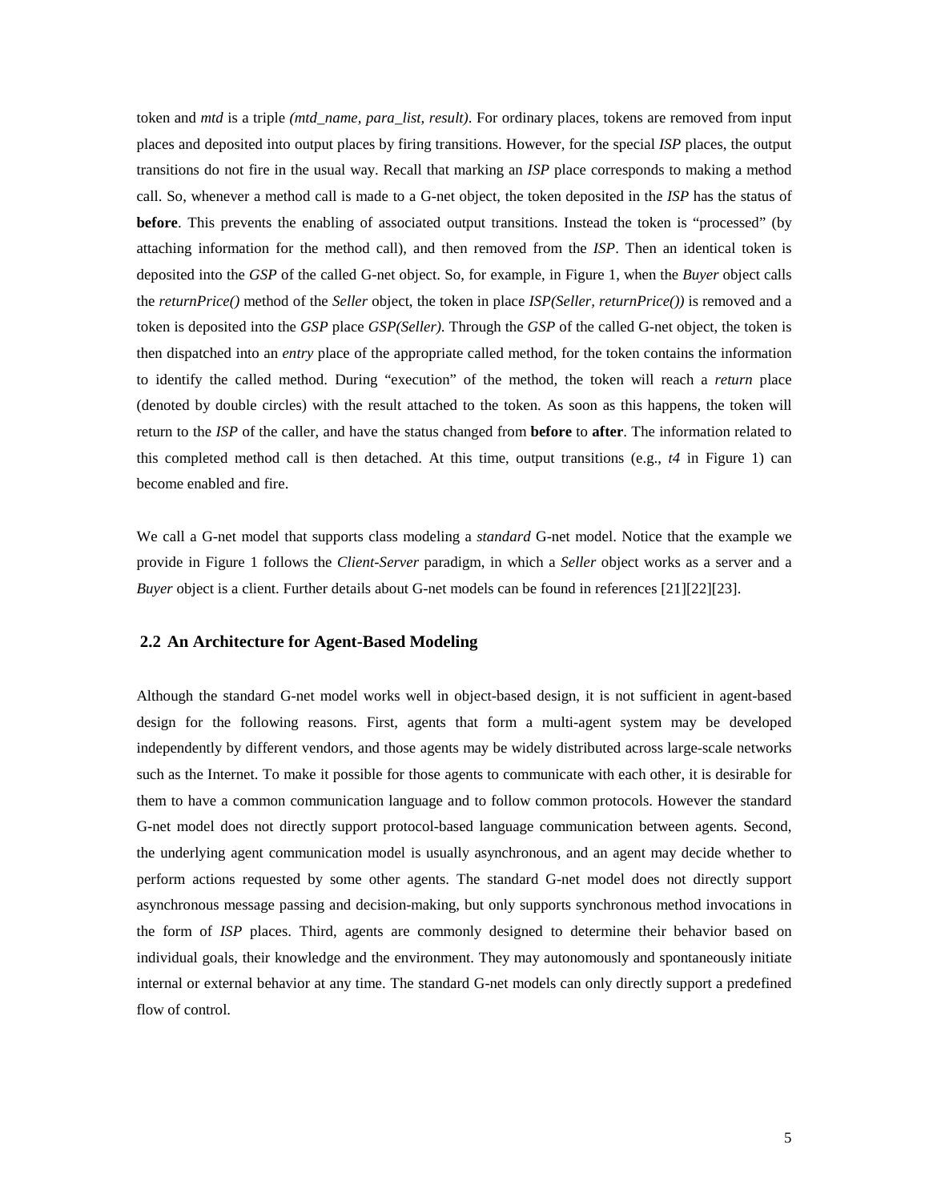token and *mtd* is a triple *(mtd_name, para_list, result)*. For ordinary places, tokens are removed from input places and deposited into output places by firing transitions. However, for the special *ISP* places, the output transitions do not fire in the usual way. Recall that marking an *ISP* place corresponds to making a method call. So, whenever a method call is made to a G-net object, the token deposited in the *ISP* has the status of **before**. This prevents the enabling of associated output transitions. Instead the token is "processed" (by attaching information for the method call), and then removed from the *ISP*. Then an identical token is deposited into the *GSP* of the called G-net object. So, for example, in Figure 1, when the *Buyer* object calls the *returnPrice()* method of the *Seller* object, the token in place *ISP(Seller, returnPrice())* is removed and a token is deposited into the *GSP* place *GSP(Seller)*. Through the *GSP* of the called G-net object, the token is then dispatched into an *entry* place of the appropriate called method, for the token contains the information to identify the called method. During "execution" of the method, the token will reach a *return* place (denoted by double circles) with the result attached to the token. As soon as this happens, the token will return to the *ISP* of the caller, and have the status changed from **before** to **after**. The information related to this completed method call is then detached. At this time, output transitions (e.g., *t4* in Figure 1) can become enabled and fire.

We call a G-net model that supports class modeling a *standard* G-net model. Notice that the example we provide in Figure 1 follows the *Client-Server* paradigm, in which a *Seller* object works as a server and a *Buyer* object is a client. Further details about G-net models can be found in references [21][22][23].

## 2.2 An Architecture for Agent-Based Modeling

Although the standard G-net model works well in object-based design, it is not sufficient in agent-based design for the following reasons. First, agents that form a multi-agent system may be developed independently by different vendors, and those agents may be widely distributed across large-scale networks such as the Internet. To make it possible for those agents to communicate with each other, it is desirable for them to have a common communication language and to follow common protocols. However the standard G-net model does not directly support protocol-based language communication between agents. Second, the underlying agent communication model is usually asynchronous, and an agent may decide whether to perform actions requested by some other agents. The standard G-net model does not directly support asynchronous message passing and decision-making, but only supports synchronous method invocations in the form of *ISP* places. Third, agents are commonly designed to determine their behavior based on individual goals, their knowledge and the environment. They may autonomously and spontaneously initiate internal or external behavior at any time. The standard G-net models can only directly support a predefined flow of control.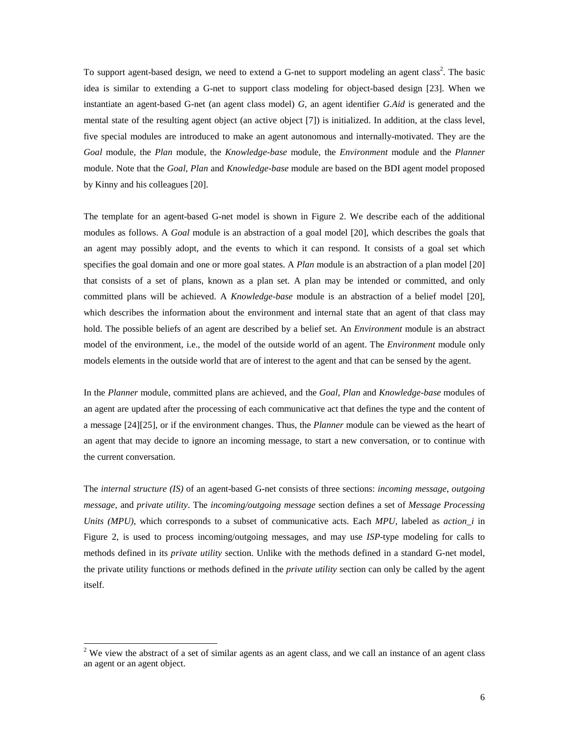To support agent-based design, we need to extend a G-net to support modeling an agent class[2]. The basic idea is similar to extending a G-net to support class modeling for object-based design [23]. When we instantiate an agent-based G-net (an agent class model) *G*, an agent identifier *G.Aid* is generated and the mental state of the resulting agent object (an active object [7]) is initialized. In addition, at the class level, five special modules are introduced to make an agent autonomous and internally-motivated. They are the *Goal* module, the *Plan* module, the *Knowledge-base* module, the *Environment* module and the *Planner* module. Note that the *Goal*, *Plan* and *Knowledge-base* module are based on the BDI agent model proposed by Kinny and his colleagues [20].

The template for an agent-based G-net model is shown in Figure 2. We describe each of the additional modules as follows. A *Goal* module is an abstraction of a goal model [20], which describes the goals that an agent may possibly adopt, and the events to which it can respond. It consists of a goal set which specifies the goal domain and one or more goal states. A *Plan* module is an abstraction of a plan model [20] that consists of a set of plans, known as a plan set. A plan may be intended or committed, and only committed plans will be achieved. A *Knowledge-base* module is an abstraction of a belief model [20], which describes the information about the environment and internal state that an agent of that class may hold. The possible beliefs of an agent are described by a belief set. An *Environment* module is an abstract model of the environment, i.e., the model of the outside world of an agent. The *Environment* module only models elements in the outside world that are of interest to the agent and that can be sensed by the agent.

In the *Planner* module, committed plans are achieved, and the *Goal*, *Plan* and *Knowledge-base* modules of an agent are updated after the processing of each communicative act that defines the type and the content of a message [24][25], or if the environment changes. Thus, the *Planner* module can be viewed as the heart of an agent that may decide to ignore an incoming message, to start a new conversation, or to continue with the current conversation.

The *internal structure (IS)* of an agent-based G-net consists of three sections: *incoming message*, *outgoing message*, and *private utility*. The *incoming/outgoing message* section defines a set of *Message Processing Units (MPU)*, which corresponds to a subset of communicative acts. Each *MPU*, labeled as *action_i* in Figure 2, is used to process incoming/outgoing messages, and may use *ISP*-type modeling for calls to methods defined in its *private utility* section. Unlike with the methods defined in a standard G-net model, the private utility functions or methods defined in the *private utility* section can only be called by the agent itself.

[2] We view the abstract of a set of similar agents as an agent class, and we call an instance of an agent class an agent or an agent object.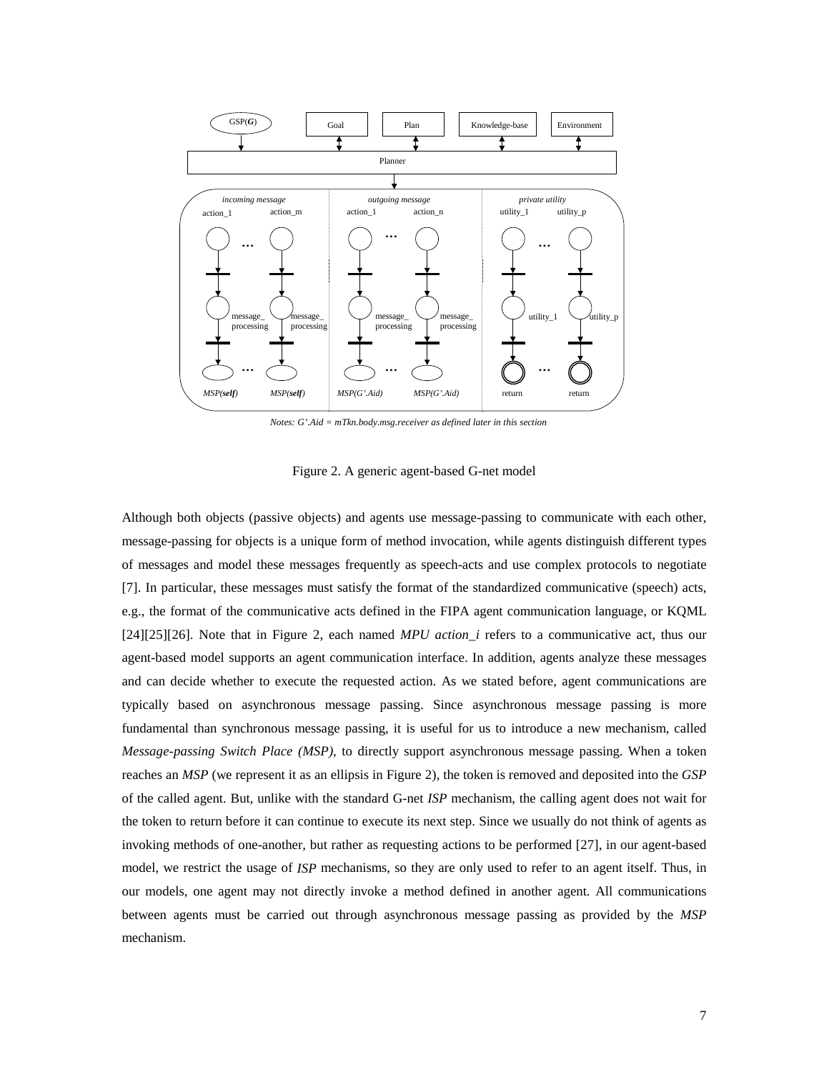Notes: G'.Aid = mTkn.body.msg.receiver as defined later in this section

Figure 2. A generic agent-based G-net model

Although both objects (passive objects) and agents use message-passing to communicate with each other, message-passing for objects is a unique form of method invocation, while agents distinguish different types of messages and model these messages frequently as speech-acts and use complex protocols to negotiate [7]. In particular, these messages must satisfy the format of the standardized communicative (speech) acts, e.g., the format of the communicative acts defined in the FIPA agent communication language, or KQML [24][25][26]. Note that in Figure 2, each named *MPU action_i* refers to a communicative act, thus our agent-based model supports an agent communication interface. In addition, agents analyze these messages and can decide whether to execute the requested action. As we stated before, agent communications are typically based on asynchronous message passing. Since asynchronous message passing is more fundamental than synchronous message passing, it is useful for us to introduce a new mechanism, called *Message-passing Switch Place (MSP)*, to directly support asynchronous message passing. When a token reaches an *MSP* (we represent it as an ellipsis in Figure 2), the token is removed and deposited into the *GSP* of the called agent. But, unlike with the standard G-net *ISP* mechanism, the calling agent does not wait for the token to return before it can continue to execute its next step. Since we usually do not think of agents as invoking methods of one-another, but rather as requesting actions to be performed [27], in our agent-based model, we restrict the usage of *ISP* mechanisms, so they are only used to refer to an agent itself. Thus, in our models, one agent may not directly invoke a method defined in another agent. All communications between agents must be carried out through asynchronous message passing as provided by the *MSP* mechanism.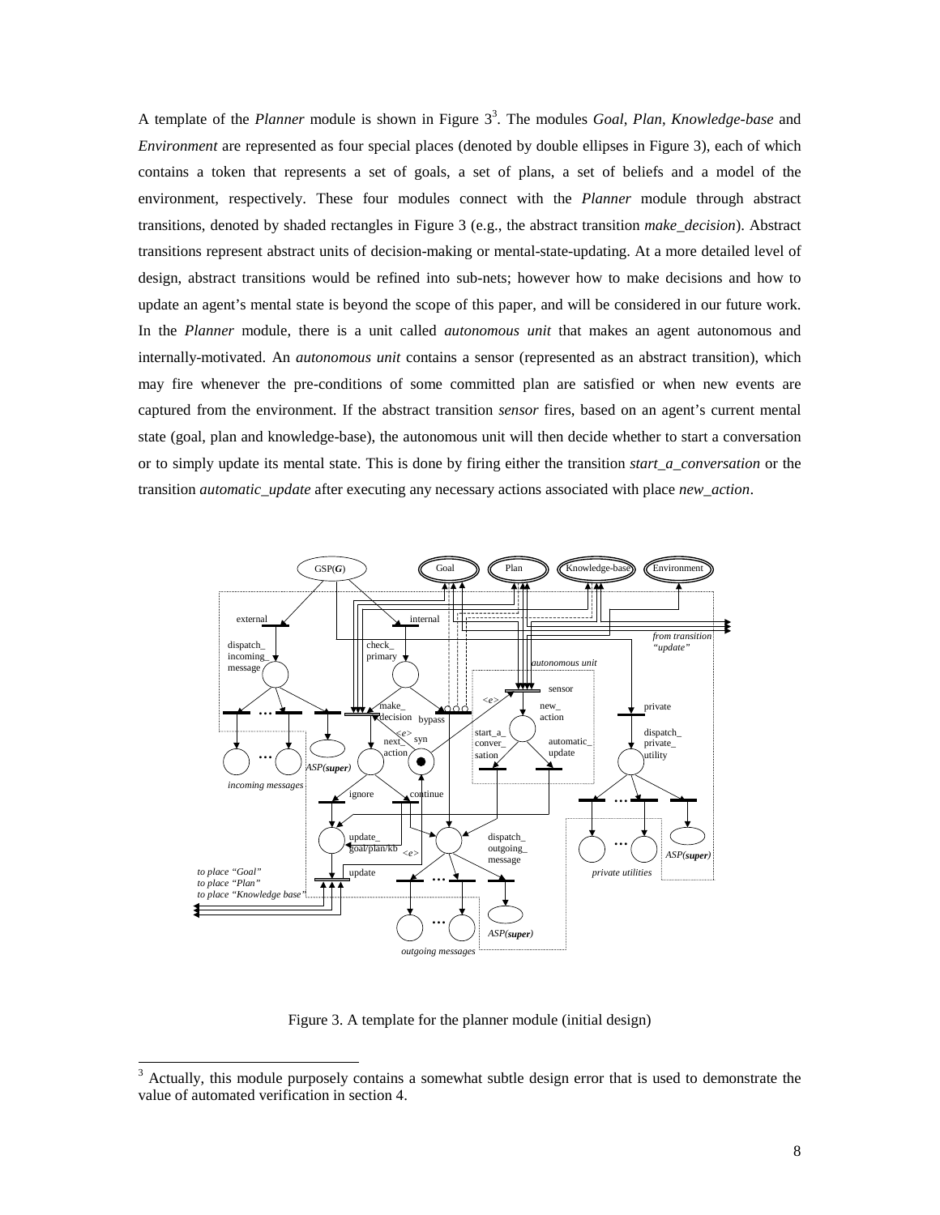A template of the *Planner* module is shown in Figure 3[3]. The modules *Goal*, *Plan*, *Knowledge-base* and *Environment* are represented as four special places (denoted by double ellipses in Figure 3), each of which contains a token that represents a set of goals, a set of plans, a set of beliefs and a model of the environment, respectively. These four modules connect with the *Planner* module through abstract transitions, denoted by shaded rectangles in Figure 3 (e.g., the abstract transition *make_decision*). Abstract transitions represent abstract units of decision-making or mental-state-updating. At a more detailed level of design, abstract transitions would be refined into sub-nets; however how to make decisions and how to update an agent's mental state is beyond the scope of this paper, and will be considered in our future work. In the *Planner* module, there is a unit called *autonomous unit* that makes an agent autonomous and internally-motivated. An *autonomous unit* contains a sensor (represented as an abstract transition), which may fire whenever the pre-conditions of some committed plan are satisfied or when new events are captured from the environment. If the abstract transition *sensor* fires, based on an agent's current mental state (goal, plan and knowledge-base), the autonomous unit will then decide whether to start a conversation or to simply update its mental state. This is done by firing either the transition *start_a_conversation* or the transition *automatic_update* after executing any necessary actions associated with place *new_action*.

Figure 3. A template for the planner module (initial design)

[3] Actually, this module purposely contains a somewhat subtle design error that is used to demonstrate the value of automated verification in section 4.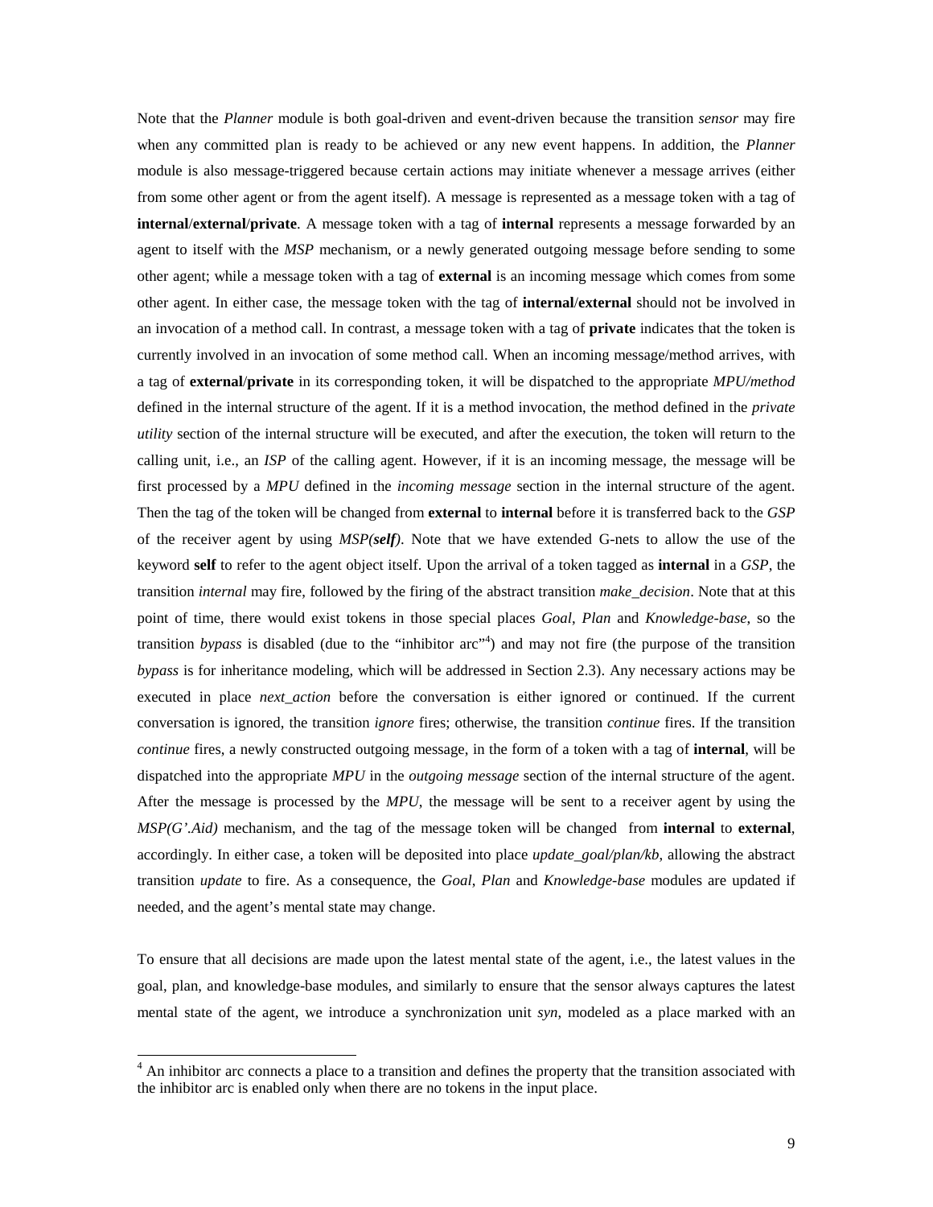Note that the *Planner* module is both goal-driven and event-driven because the transition *sensor* may fire when any committed plan is ready to be achieved or any new event happens. In addition, the *Planner* module is also message-triggered because certain actions may initiate whenever a message arrives (either from some other agent or from the agent itself). A message is represented as a message token with a tag of **internal**/**external**/**private**. A message token with a tag of **internal** represents a message forwarded by an agent to itself with the *MSP* mechanism, or a newly generated outgoing message before sending to some other agent; while a message token with a tag of **external** is an incoming message which comes from some other agent. In either case, the message token with the tag of **internal**/**external** should not be involved in an invocation of a method call. In contrast, a message token with a tag of **private** indicates that the token is currently involved in an invocation of some method call. When an incoming message/method arrives, with a tag of **external**/**private** in its corresponding token, it will be dispatched to the appropriate *MPU/method* defined in the internal structure of the agent. If it is a method invocation, the method defined in the *private utility* section of the internal structure will be executed, and after the execution, the token will return to the calling unit, i.e., an *ISP* of the calling agent. However, if it is an incoming message, the message will be first processed by a *MPU* defined in the *incoming message* section in the internal structure of the agent. Then the tag of the token will be changed from **external** to **internal** before it is transferred back to the *GSP* of the receiver agent by using *MSP(**self**)*. Note that we have extended G-nets to allow the use of the keyword **self** to refer to the agent object itself. Upon the arrival of a token tagged as **internal** in a *GSP*, the transition *internal* may fire, followed by the firing of the abstract transition *make_decision*. Note that at this point of time, there would exist tokens in those special places *Goal*, *Plan* and *Knowledge-base*, so the transition *bypass* is disabled (due to the "inhibitor arc"[4]) and may not fire (the purpose of the transition *bypass* is for inheritance modeling, which will be addressed in Section 2.3). Any necessary actions may be executed in place *next_action* before the conversation is either ignored or continued. If the current conversation is ignored, the transition *ignore* fires; otherwise, the transition *continue* fires. If the transition *continue* fires, a newly constructed outgoing message, in the form of a token with a tag of **internal**, will be dispatched into the appropriate *MPU* in the *outgoing message* section of the internal structure of the agent. After the message is processed by the *MPU*, the message will be sent to a receiver agent by using the *MSP(G'.Aid)* mechanism, and the tag of the message token will be changed from **internal** to **external**, accordingly. In either case, a token will be deposited into place *update_goal/plan/kb*, allowing the abstract transition *update* to fire. As a consequence, the *Goal*, *Plan* and *Knowledge-base* modules are updated if needed, and the agent's mental state may change.

To ensure that all decisions are made upon the latest mental state of the agent, i.e., the latest values in the goal, plan, and knowledge-base modules, and similarly to ensure that the sensor always captures the latest mental state of the agent, we introduce a synchronization unit *syn*, modeled as a place marked with an

[4] An inhibitor arc connects a place to a transition and defines the property that the transition associated with the inhibitor arc is enabled only when there are no tokens in the input place.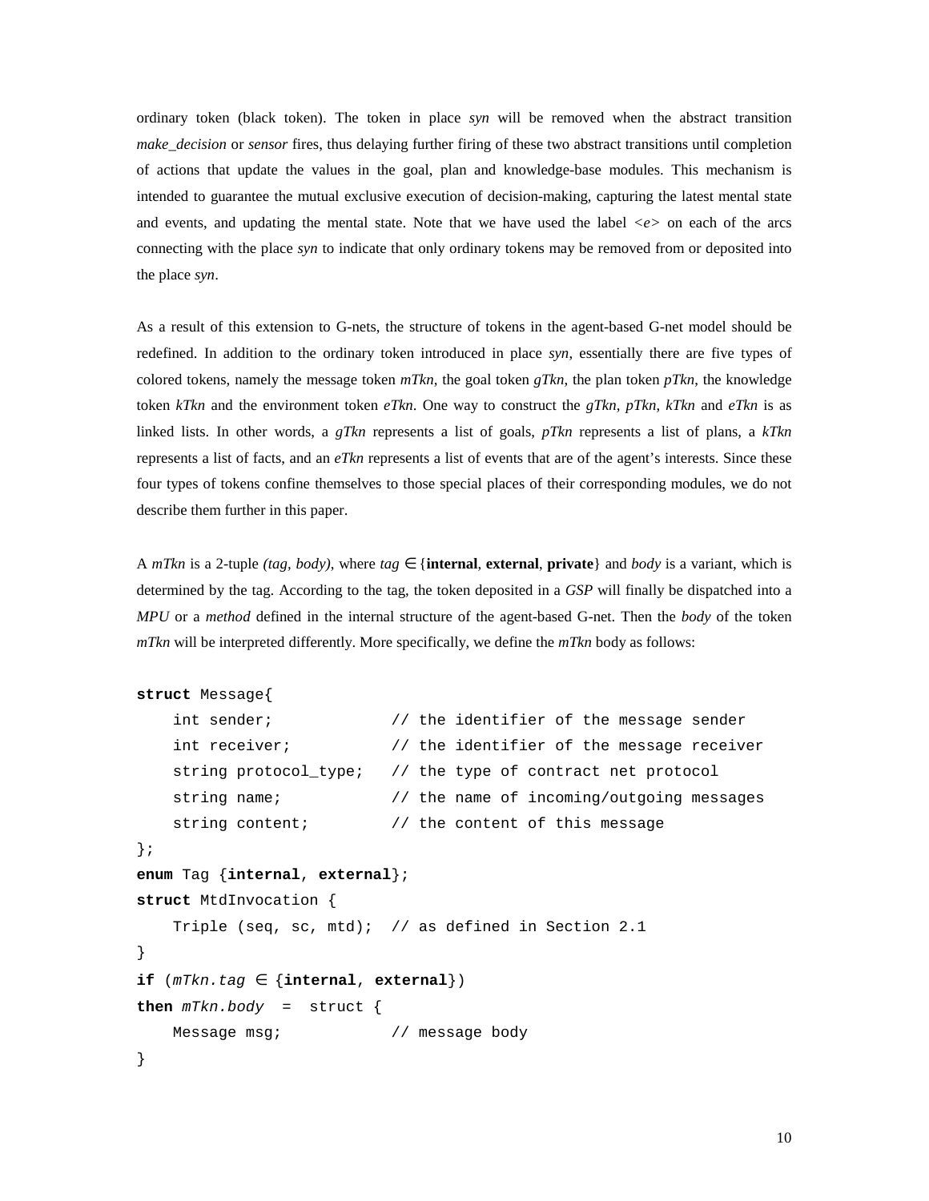ordinary token (black token). The token in place *syn* will be removed when the abstract transition *make_decision* or *sensor* fires, thus delaying further firing of these two abstract transitions until completion of actions that update the values in the goal, plan and knowledge-base modules. This mechanism is intended to guarantee the mutual exclusive execution of decision-making, capturing the latest mental state and events, and updating the mental state. Note that we have used the label <*e*> on each of the arcs connecting with the place *syn* to indicate that only ordinary tokens may be removed from or deposited into the place *syn*.

As a result of this extension to G-nets, the structure of tokens in the agent-based G-net model should be redefined. In addition to the ordinary token introduced in place *syn*, essentially there are five types of colored tokens, namely the message token *mTkn*, the goal token *gTkn*, the plan token *pTkn*, the knowledge token *kTkn* and the environment token *eTkn*. One way to construct the *gTkn*, *pTkn*, *kTkn* and *eTkn* is as linked lists. In other words, a *gTkn* represents a list of goals, *pTkn* represents a list of plans, a *kTkn* represents a list of facts, and an *eTkn* represents a list of events that are of the agent's interests. Since these four types of tokens confine themselves to those special places of their corresponding modules, we do not describe them further in this paper.

A *mTkn* is a 2-tuple *(tag, body)*, where *tag* ∈ {**internal**, **external**, **private**} and *body* is a variant, which is determined by the tag. According to the tag, the token deposited in a *GSP* will finally be dispatched into a *MPU* or a *method* defined in the internal structure of the agent-based G-net. Then the *body* of the token *mTkn* will be interpreted differently. More specifically, we define the *mTkn* body as follows:

```
struct Message{
    int sender;             // the identifier of the message sender
    int receiver;           // the identifier of the message receiver
    string protocol_type;   // the type of contract net protocol
    string name;            // the name of incoming/outgoing messages
    string content;         // the content of this message
};
enum Tag {internal, external};
struct MtdInvocation {
    Triple (seq, sc, mtd);  // as defined in Section 2.1
}
if (mTkn.tag ∈ {internal, external})
then mTkn.body  =  struct {
    Message msg;            // message body
}
```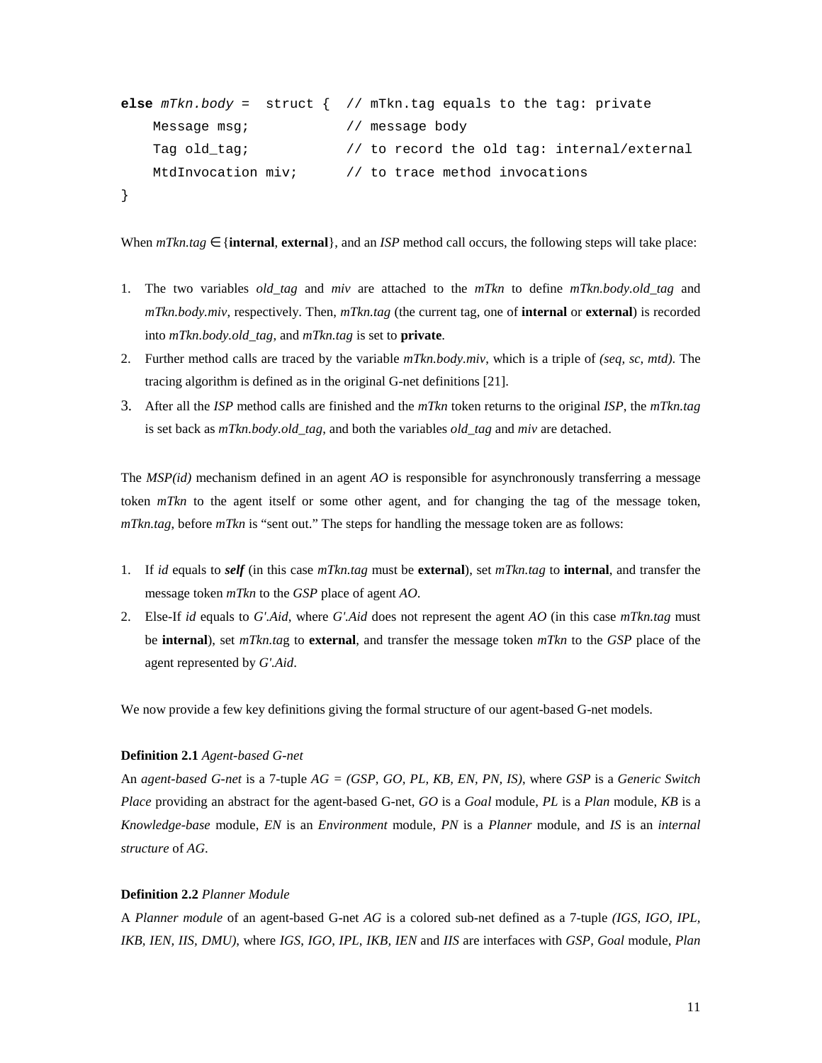```
else mTkn.body =  struct {  // mTkn.tag equals to the tag: private
    Message msg;            // message body
    Tag old_tag;            // to record the old tag: internal/external
    MtdInvocation miv;      // to trace method invocations
}
```

When *mTkn.tag* ∈ {**internal**, **external**}, and an *ISP* method call occurs, the following steps will take place:

1. The two variables *old_tag* and *miv* are attached to the *mTkn* to define *mTkn.body.old_tag* and *mTkn.body.miv*, respectively. Then, *mTkn.tag* (the current tag, one of **internal** or **external**) is recorded into *mTkn.body.old_tag*, and *mTkn.tag* is set to **private**.
2. Further method calls are traced by the variable *mTkn.body.miv*, which is a triple of *(seq, sc, mtd)*. The tracing algorithm is defined as in the original G-net definitions [21].
3. After all the *ISP* method calls are finished and the *mTkn* token returns to the original *ISP*, the *mTkn.tag* is set back as *mTkn.body.old_tag*, and both the variables *old_tag* and *miv* are detached.

The *MSP(id)* mechanism defined in an agent *AO* is responsible for asynchronously transferring a message token *mTkn* to the agent itself or some other agent, and for changing the tag of the message token, *mTkn.tag*, before *mTkn* is "sent out." The steps for handling the message token are as follows:

1. If *id* equals to ***self*** (in this case *mTkn.tag* must be **external**), set *mTkn.tag* to **internal**, and transfer the message token *mTkn* to the *GSP* place of agent *AO*.
2. Else-If *id* equals to *G'.Aid*, where *G'.Aid* does not represent the agent *AO* (in this case *mTkn.tag* must be **internal**), set *mTkn.tag* to **external**, and transfer the message token *mTkn* to the *GSP* place of the agent represented by *G'.Aid*.

We now provide a few key definitions giving the formal structure of our agent-based G-net models.

**Definition 2.1** *Agent-based G-net*

An *agent-based G-net* is a 7-tuple *AG = (GSP, GO, PL, KB, EN, PN, IS)*, where *GSP* is a *Generic Switch Place* providing an abstract for the agent-based G-net, *GO* is a *Goal* module, *PL* is a *Plan* module, *KB* is a *Knowledge-base* module, *EN* is an *Environment* module, *PN* is a *Planner* module, and *IS* is an *internal structure* of *AG*.

**Definition 2.2** *Planner Module*

A *Planner module* of an agent-based G-net *AG* is a colored sub-net defined as a 7-tuple *(IGS, IGO, IPL, IKB, IEN, IIS, DMU)*, where *IGS*, *IGO*, *IPL*, *IKB, IEN* and *IIS* are interfaces with *GSP*, *Goal* module, *Plan*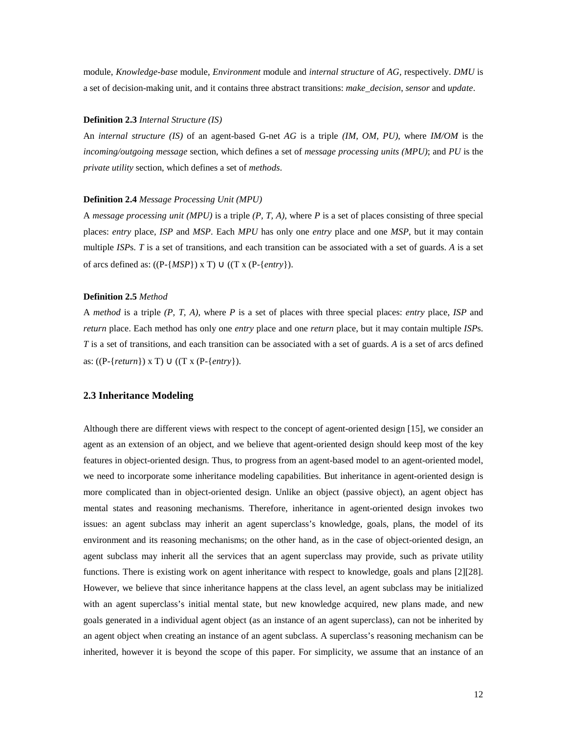module, *Knowledge-base* module, *Environment* module and *internal structure* of *AG*, respectively. *DMU* is a set of decision-making unit, and it contains three abstract transitions: *make_decision*, *sensor* and *update*.

**Definition 2.3** *Internal Structure (IS)*

An *internal structure (IS)* of an agent-based G-net *AG* is a triple *(IM, OM, PU)*, where *IM/OM* is the *incoming/outgoing message* section, which defines a set of *message processing units (MPU)*; and *PU* is the *private utility* section, which defines a set of *methods*.

**Definition 2.4** *Message Processing Unit (MPU)*

A *message processing unit (MPU)* is a triple *(P, T, A)*, where *P* is a set of places consisting of three special places: *entry* place, *ISP* and *MSP*. Each *MPU* has only one *entry* place and one *MSP*, but it may contain multiple *ISP*s. *T* is a set of transitions, and each transition can be associated with a set of guards. *A* is a set of arcs defined as: ((P-{*MSP*}) x T) ∪ ((T x (P-{*entry*}).

**Definition 2.5** *Method*

A *method* is a triple *(P, T, A)*, where *P* is a set of places with three special places: *entry* place, *ISP* and *return* place. Each method has only one *entry* place and one *return* place, but it may contain multiple *ISP*s. *T* is a set of transitions, and each transition can be associated with a set of guards. *A* is a set of arcs defined as: ((P-{*return*}) x T) ∪ ((T x (P-{*entry*}).

## 2.3 Inheritance Modeling

Although there are different views with respect to the concept of agent-oriented design [15], we consider an agent as an extension of an object, and we believe that agent-oriented design should keep most of the key features in object-oriented design. Thus, to progress from an agent-based model to an agent-oriented model, we need to incorporate some inheritance modeling capabilities. But inheritance in agent-oriented design is more complicated than in object-oriented design. Unlike an object (passive object), an agent object has mental states and reasoning mechanisms. Therefore, inheritance in agent-oriented design invokes two issues: an agent subclass may inherit an agent superclass's knowledge, goals, plans, the model of its environment and its reasoning mechanisms; on the other hand, as in the case of object-oriented design, an agent subclass may inherit all the services that an agent superclass may provide, such as private utility functions. There is existing work on agent inheritance with respect to knowledge, goals and plans [2][28]. However, we believe that since inheritance happens at the class level, an agent subclass may be initialized with an agent superclass's initial mental state, but new knowledge acquired, new plans made, and new goals generated in a individual agent object (as an instance of an agent superclass), can not be inherited by an agent object when creating an instance of an agent subclass. A superclass's reasoning mechanism can be inherited, however it is beyond the scope of this paper. For simplicity, we assume that an instance of an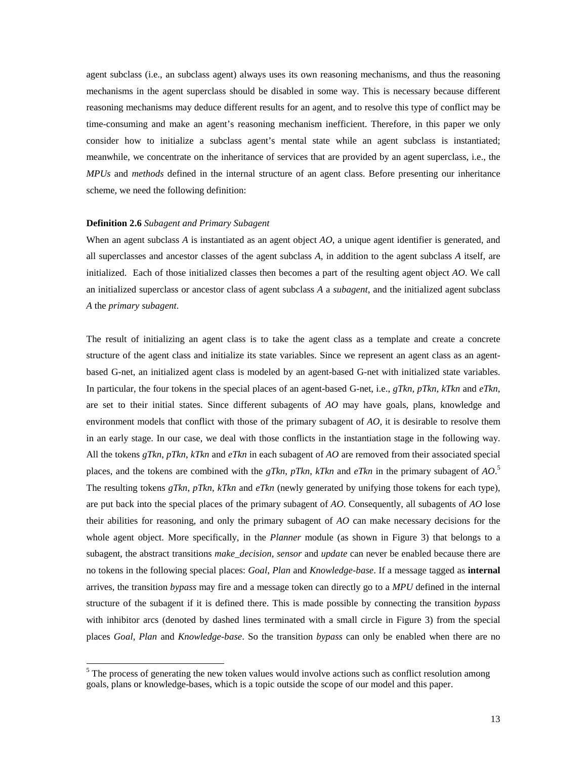agent subclass (i.e., an subclass agent) always uses its own reasoning mechanisms, and thus the reasoning mechanisms in the agent superclass should be disabled in some way. This is necessary because different reasoning mechanisms may deduce different results for an agent, and to resolve this type of conflict may be time-consuming and make an agent's reasoning mechanism inefficient. Therefore, in this paper we only consider how to initialize a subclass agent's mental state while an agent subclass is instantiated; meanwhile, we concentrate on the inheritance of services that are provided by an agent superclass, i.e., the *MPUs* and *methods* defined in the internal structure of an agent class. Before presenting our inheritance scheme, we need the following definition:

**Definition 2.6** *Subagent and Primary Subagent*

When an agent subclass *A* is instantiated as an agent object *AO*, a unique agent identifier is generated, and all superclasses and ancestor classes of the agent subclass *A*, in addition to the agent subclass *A* itself, are initialized. Each of those initialized classes then becomes a part of the resulting agent object *AO*. We call an initialized superclass or ancestor class of agent subclass *A* a *subagent*, and the initialized agent subclass *A* the *primary subagent*.

The result of initializing an agent class is to take the agent class as a template and create a concrete structure of the agent class and initialize its state variables. Since we represent an agent class as an agent-based G-net, an initialized agent class is modeled by an agent-based G-net with initialized state variables. In particular, the four tokens in the special places of an agent-based G-net, i.e., *gTkn*, *pTkn*, *kTkn* and *eTkn*, are set to their initial states. Since different subagents of *AO* may have goals, plans, knowledge and environment models that conflict with those of the primary subagent of *AO*, it is desirable to resolve them in an early stage. In our case, we deal with those conflicts in the instantiation stage in the following way. All the tokens *gTkn*, *pTkn*, *kTkn* and *eTkn* in each subagent of *AO* are removed from their associated special places, and the tokens are combined with the *gTkn*, *pTkn*, *kTkn* and *eTkn* in the primary subagent of *AO*.[5] The resulting tokens *gTkn*, *pTkn*, *kTkn* and *eTkn* (newly generated by unifying those tokens for each type), are put back into the special places of the primary subagent of *AO*. Consequently, all subagents of *AO* lose their abilities for reasoning, and only the primary subagent of *AO* can make necessary decisions for the whole agent object. More specifically, in the *Planner* module (as shown in Figure 3) that belongs to a subagent, the abstract transitions *make_decision*, *sensor* and *update* can never be enabled because there are no tokens in the following special places: *Goal*, *Plan* and *Knowledge-base*. If a message tagged as **internal** arrives, the transition *bypass* may fire and a message token can directly go to a *MPU* defined in the internal structure of the subagent if it is defined there. This is made possible by connecting the transition *bypass* with inhibitor arcs (denoted by dashed lines terminated with a small circle in Figure 3) from the special places *Goal*, *Plan* and *Knowledge-base*. So the transition *bypass* can only be enabled when there are no

[5] The process of generating the new token values would involve actions such as conflict resolution among goals, plans or knowledge-bases, which is a topic outside the scope of our model and this paper.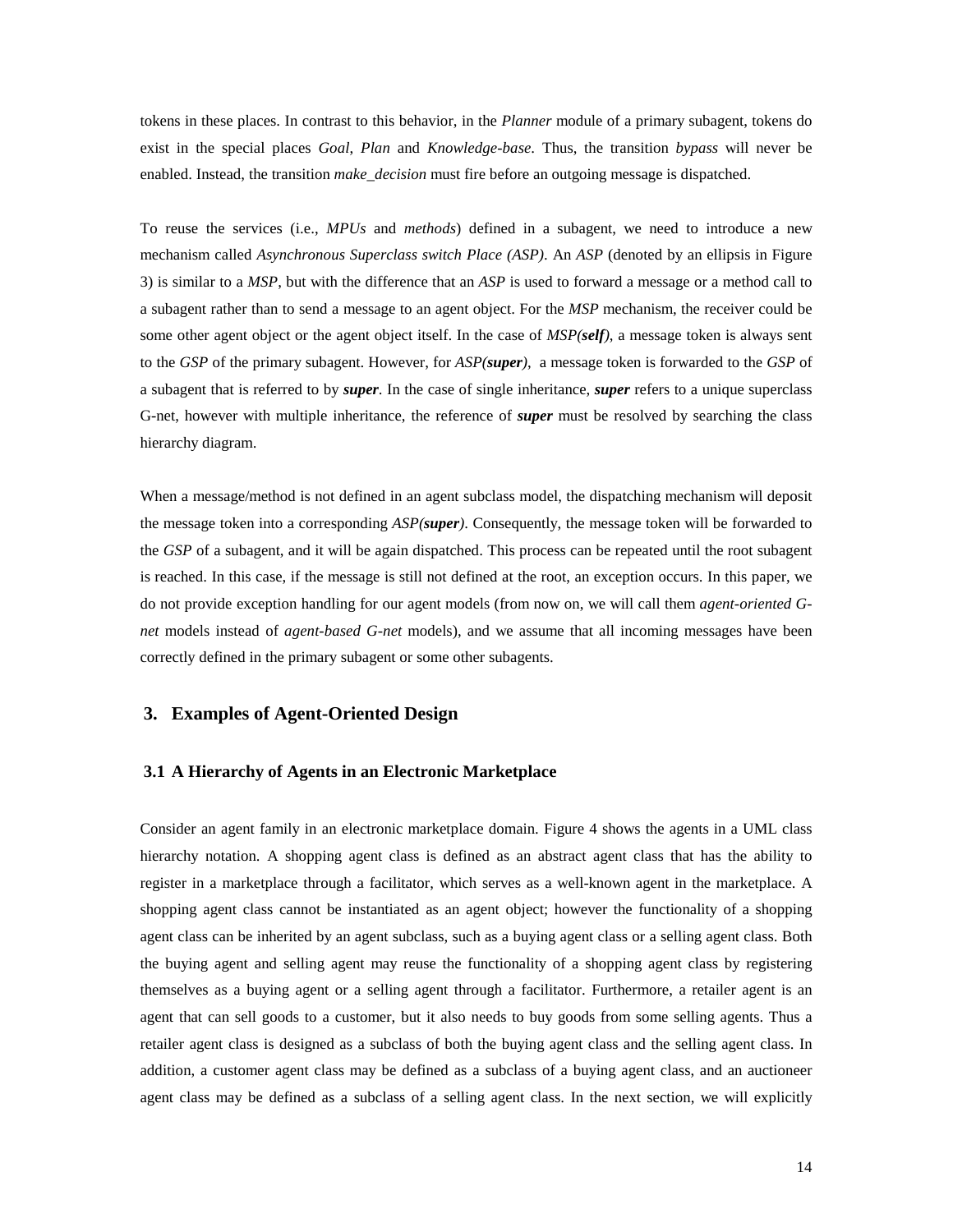tokens in these places. In contrast to this behavior, in the *Planner* module of a primary subagent, tokens do exist in the special places *Goal*, *Plan* and *Knowledge-base*. Thus, the transition *bypass* will never be enabled. Instead, the transition *make_decision* must fire before an outgoing message is dispatched.

To reuse the services (i.e., *MPUs* and *methods*) defined in a subagent, we need to introduce a new mechanism called *Asynchronous Superclass switch Place (ASP)*. An *ASP* (denoted by an ellipsis in Figure 3) is similar to a *MSP*, but with the difference that an *ASP* is used to forward a message or a method call to a subagent rather than to send a message to an agent object. For the *MSP* mechanism, the receiver could be some other agent object or the agent object itself. In the case of *MSP(**self**)*, a message token is always sent to the *GSP* of the primary subagent. However, for *ASP(**super**)*, a message token is forwarded to the *GSP* of a subagent that is referred to by ***super***. In the case of single inheritance, ***super*** refers to a unique superclass G-net, however with multiple inheritance, the reference of ***super*** must be resolved by searching the class hierarchy diagram.

When a message/method is not defined in an agent subclass model, the dispatching mechanism will deposit the message token into a corresponding *ASP(**super**)*. Consequently, the message token will be forwarded to the *GSP* of a subagent, and it will be again dispatched. This process can be repeated until the root subagent is reached. In this case, if the message is still not defined at the root, an exception occurs. In this paper, we do not provide exception handling for our agent models (from now on, we will call them *agent-oriented G-net* models instead of *agent-based G-net* models), and we assume that all incoming messages have been correctly defined in the primary subagent or some other subagents.

## 3. Examples of Agent-Oriented Design

### 3.1 A Hierarchy of Agents in an Electronic Marketplace

Consider an agent family in an electronic marketplace domain. Figure 4 shows the agents in a UML class hierarchy notation. A shopping agent class is defined as an abstract agent class that has the ability to register in a marketplace through a facilitator, which serves as a well-known agent in the marketplace. A shopping agent class cannot be instantiated as an agent object; however the functionality of a shopping agent class can be inherited by an agent subclass, such as a buying agent class or a selling agent class. Both the buying agent and selling agent may reuse the functionality of a shopping agent class by registering themselves as a buying agent or a selling agent through a facilitator. Furthermore, a retailer agent is an agent that can sell goods to a customer, but it also needs to buy goods from some selling agents. Thus a retailer agent class is designed as a subclass of both the buying agent class and the selling agent class. In addition, a customer agent class may be defined as a subclass of a buying agent class, and an auctioneer agent class may be defined as a subclass of a selling agent class. In the next section, we will explicitly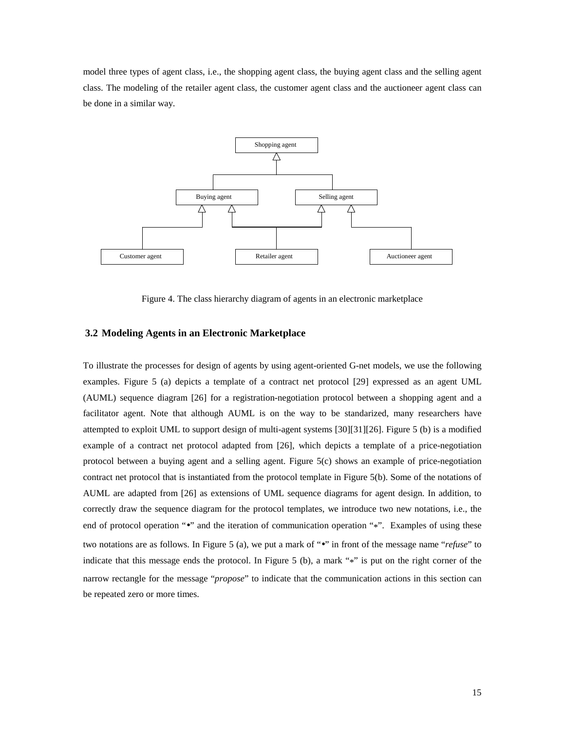model three types of agent class, i.e., the shopping agent class, the buying agent class and the selling agent class. The modeling of the retailer agent class, the customer agent class and the auctioneer agent class can be done in a similar way.

Figure 4. The class hierarchy diagram of agents in an electronic marketplace

### 3.2 Modeling Agents in an Electronic Marketplace

To illustrate the processes for design of agents by using agent-oriented G-net models, we use the following examples. Figure 5 (a) depicts a template of a contract net protocol [29] expressed as an agent UML (AUML) sequence diagram [26] for a registration-negotiation protocol between a shopping agent and a facilitator agent. Note that although AUML is on the way to be standarized, many researchers have attempted to exploit UML to support design of multi-agent systems [30][31][26]. Figure 5 (b) is a modified example of a contract net protocol adapted from [26], which depicts a template of a price-negotiation protocol between a buying agent and a selling agent. Figure 5(c) shows an example of price-negotiation contract net protocol that is instantiated from the protocol template in Figure 5(b). Some of the notations of AUML are adapted from [26] as extensions of UML sequence diagrams for agent design. In addition, to correctly draw the sequence diagram for the protocol templates, we introduce two new notations, i.e., the end of protocol operation "•" and the iteration of communication operation "*". Examples of using these two notations are as follows. In Figure 5 (a), we put a mark of "•" in front of the message name "*refuse*" to indicate that this message ends the protocol. In Figure 5 (b), a mark "*" is put on the right corner of the narrow rectangle for the message "*propose*" to indicate that the communication actions in this section can be repeated zero or more times.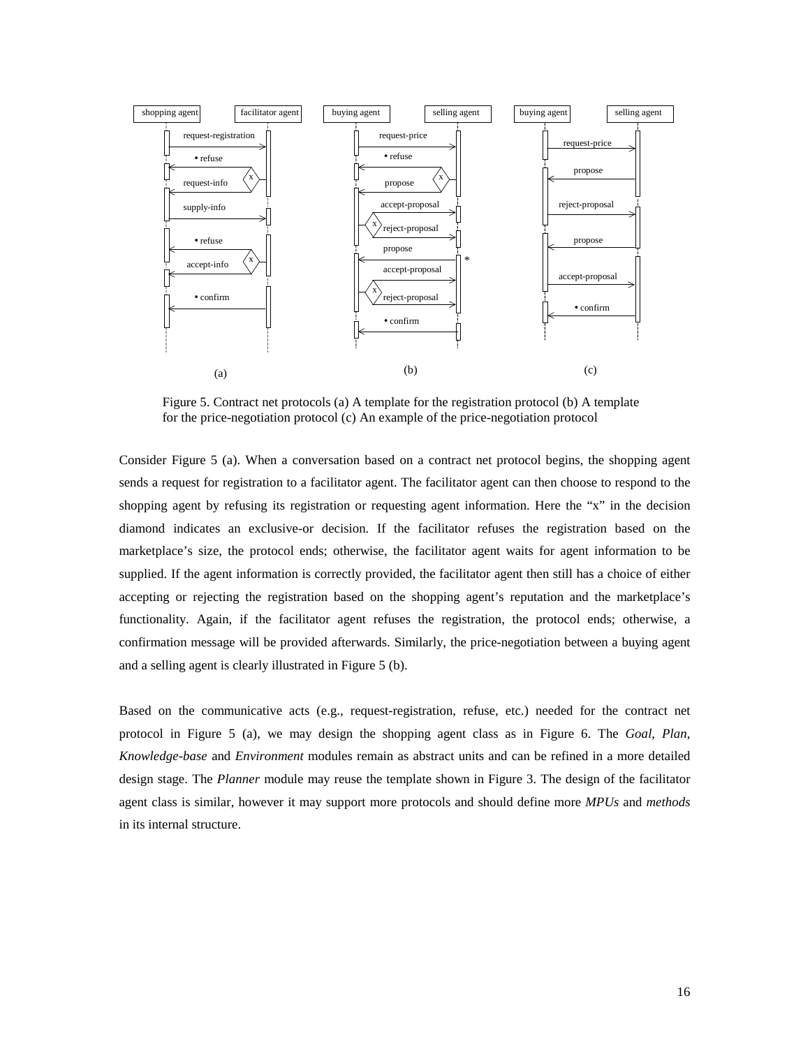Figure 5. Contract net protocols (a) A template for the registration protocol (b) A template for the price-negotiation protocol (c) An example of the price-negotiation protocol

Consider Figure 5 (a). When a conversation based on a contract net protocol begins, the shopping agent sends a request for registration to a facilitator agent. The facilitator agent can then choose to respond to the shopping agent by refusing its registration or requesting agent information. Here the "x" in the decision diamond indicates an exclusive-or decision. If the facilitator refuses the registration based on the marketplace's size, the protocol ends; otherwise, the facilitator agent waits for agent information to be supplied. If the agent information is correctly provided, the facilitator agent then still has a choice of either accepting or rejecting the registration based on the shopping agent's reputation and the marketplace's functionality. Again, if the facilitator agent refuses the registration, the protocol ends; otherwise, a confirmation message will be provided afterwards. Similarly, the price-negotiation between a buying agent and a selling agent is clearly illustrated in Figure 5 (b).

Based on the communicative acts (e.g., request-registration, refuse, etc.) needed for the contract net protocol in Figure 5 (a), we may design the shopping agent class as in Figure 6. The *Goal*, *Plan*, *Knowledge-base* and *Environment* modules remain as abstract units and can be refined in a more detailed design stage. The *Planner* module may reuse the template shown in Figure 3. The design of the facilitator agent class is similar, however it may support more protocols and should define more *MPUs* and *methods* in its internal structure.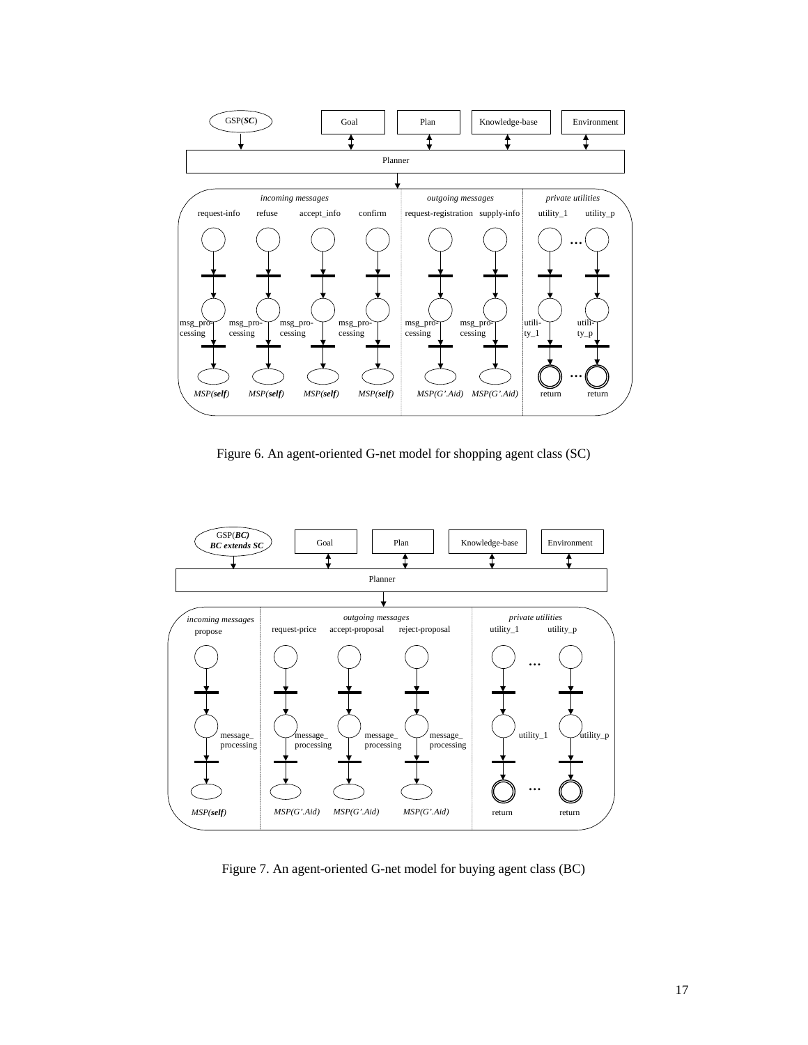Figure 6. An agent-oriented G-net model for shopping agent class (SC)

Figure 7. An agent-oriented G-net model for buying agent class (BC)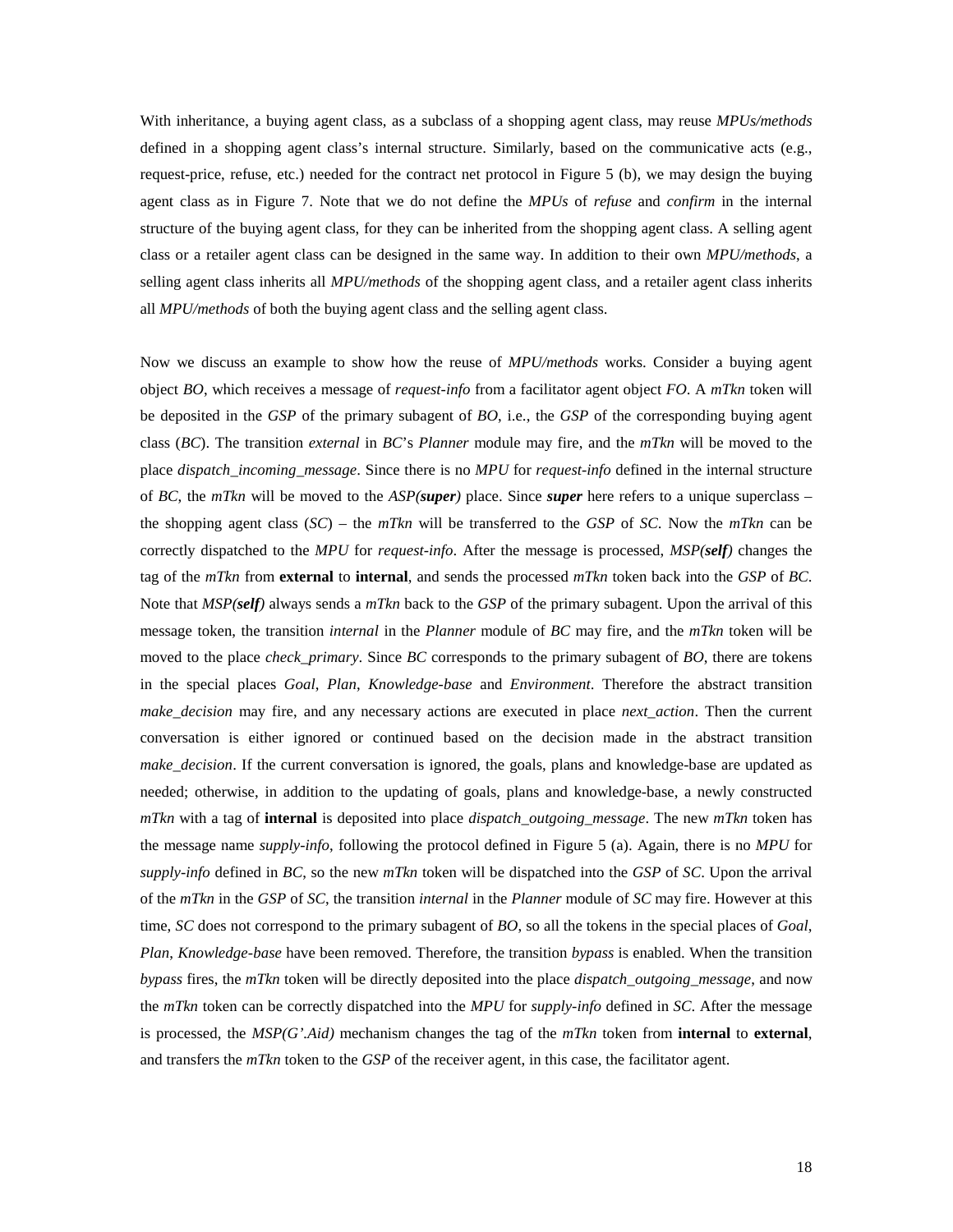With inheritance, a buying agent class, as a subclass of a shopping agent class, may reuse *MPUs/methods* defined in a shopping agent class's internal structure. Similarly, based on the communicative acts (e.g., request-price, refuse, etc.) needed for the contract net protocol in Figure 5 (b), we may design the buying agent class as in Figure 7. Note that we do not define the *MPUs* of *refuse* and *confirm* in the internal structure of the buying agent class, for they can be inherited from the shopping agent class. A selling agent class or a retailer agent class can be designed in the same way. In addition to their own *MPU/methods*, a selling agent class inherits all *MPU/methods* of the shopping agent class, and a retailer agent class inherits all *MPU/methods* of both the buying agent class and the selling agent class.

Now we discuss an example to show how the reuse of *MPU/methods* works. Consider a buying agent object *BO*, which receives a message of *request-info* from a facilitator agent object *FO*. A *mTkn* token will be deposited in the *GSP* of the primary subagent of *BO*, i.e., the *GSP* of the corresponding buying agent class (*BC*). The transition *external* in *BC*'s *Planner* module may fire, and the *mTkn* will be moved to the place *dispatch_incoming_message*. Since there is no *MPU* for *request-info* defined in the internal structure of *BC*, the *mTkn* will be moved to the *ASP(**super**)* place. Since ***super*** here refers to a unique superclass – the shopping agent class (*SC*) – the *mTkn* will be transferred to the *GSP* of *SC*. Now the *mTkn* can be correctly dispatched to the *MPU* for *request-info*. After the message is processed, *MSP(**self**)* changes the tag of the *mTkn* from **external** to **internal**, and sends the processed *mTkn* token back into the *GSP* of *BC*. Note that *MSP(**self**)* always sends a *mTkn* back to the *GSP* of the primary subagent. Upon the arrival of this message token, the transition *internal* in the *Planner* module of *BC* may fire, and the *mTkn* token will be moved to the place *check_primary*. Since *BC* corresponds to the primary subagent of *BO*, there are tokens in the special places *Goal*, *Plan*, *Knowledge-base* and *Environment*. Therefore the abstract transition *make_decision* may fire, and any necessary actions are executed in place *next_action*. Then the current conversation is either ignored or continued based on the decision made in the abstract transition *make_decision*. If the current conversation is ignored, the goals, plans and knowledge-base are updated as needed; otherwise, in addition to the updating of goals, plans and knowledge-base, a newly constructed *mTkn* with a tag of **internal** is deposited into place *dispatch_outgoing_message*. The new *mTkn* token has the message name *supply-info*, following the protocol defined in Figure 5 (a). Again, there is no *MPU* for *supply-info* defined in *BC*, so the new *mTkn* token will be dispatched into the *GSP* of *SC*. Upon the arrival of the *mTkn* in the *GSP* of *SC*, the transition *internal* in the *Planner* module of *SC* may fire. However at this time, *SC* does not correspond to the primary subagent of *BO*, so all the tokens in the special places of *Goal*, *Plan*, *Knowledge-base* have been removed. Therefore, the transition *bypass* is enabled. When the transition *bypass* fires, the *mTkn* token will be directly deposited into the place *dispatch_outgoing_message*, and now the *mTkn* token can be correctly dispatched into the *MPU* for *supply-info* defined in *SC*. After the message is processed, the *MSP(G'.Aid)* mechanism changes the tag of the *mTkn* token from **internal** to **external**, and transfers the *mTkn* token to the *GSP* of the receiver agent, in this case, the facilitator agent.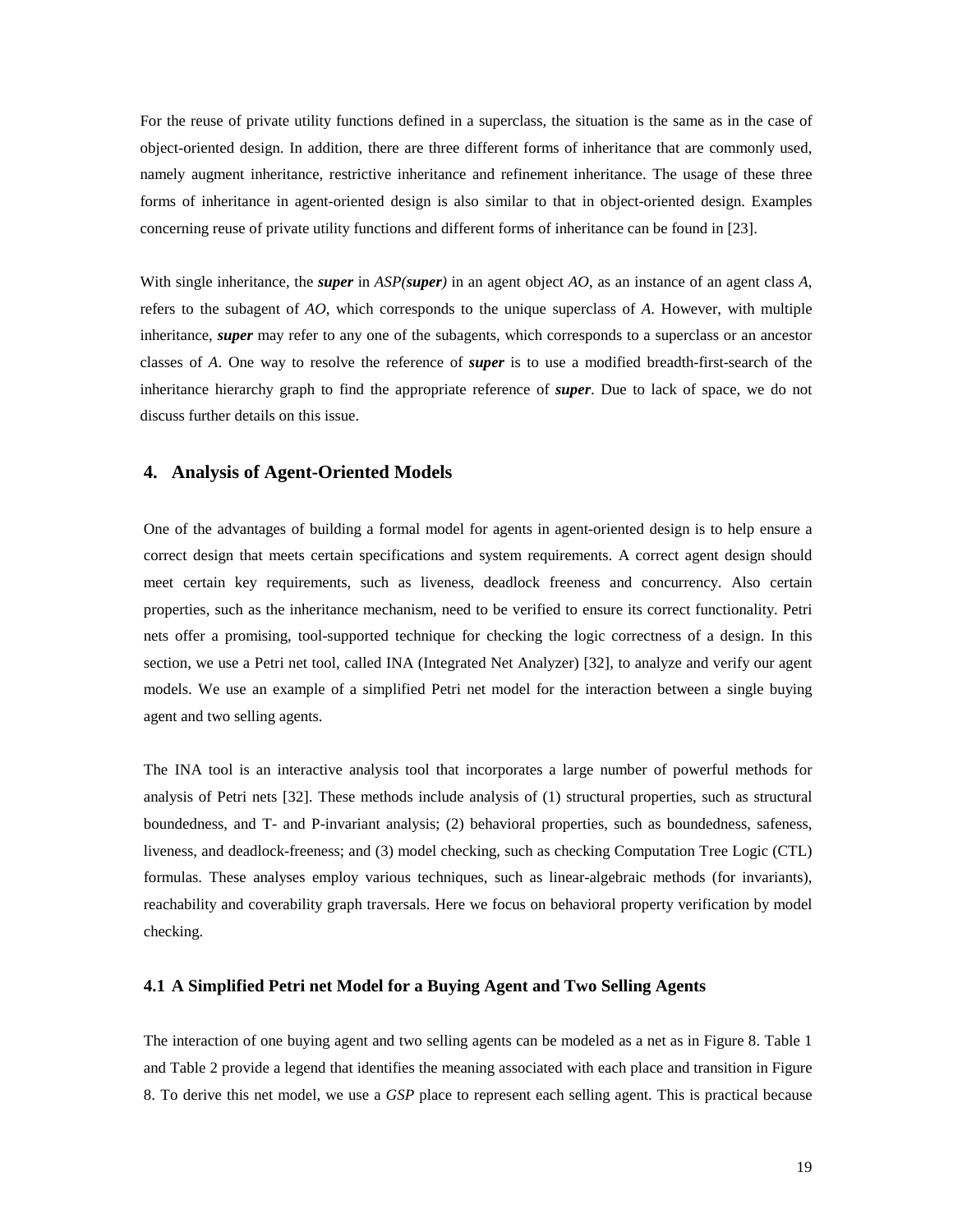For the reuse of private utility functions defined in a superclass, the situation is the same as in the case of object-oriented design. In addition, there are three different forms of inheritance that are commonly used, namely augment inheritance, restrictive inheritance and refinement inheritance. The usage of these three forms of inheritance in agent-oriented design is also similar to that in object-oriented design. Examples concerning reuse of private utility functions and different forms of inheritance can be found in [23].

With single inheritance, the ***super*** in *ASP(**super**)* in an agent object *AO*, as an instance of an agent class *A*, refers to the subagent of *AO*, which corresponds to the unique superclass of *A*. However, with multiple inheritance, ***super*** may refer to any one of the subagents, which corresponds to a superclass or an ancestor classes of *A*. One way to resolve the reference of ***super*** is to use a modified breadth-first-search of the inheritance hierarchy graph to find the appropriate reference of ***super***. Due to lack of space, we do not discuss further details on this issue.

## 4. Analysis of Agent-Oriented Models

One of the advantages of building a formal model for agents in agent-oriented design is to help ensure a correct design that meets certain specifications and system requirements. A correct agent design should meet certain key requirements, such as liveness, deadlock freeness and concurrency. Also certain properties, such as the inheritance mechanism, need to be verified to ensure its correct functionality. Petri nets offer a promising, tool-supported technique for checking the logic correctness of a design. In this section, we use a Petri net tool, called INA (Integrated Net Analyzer) [32], to analyze and verify our agent models. We use an example of a simplified Petri net model for the interaction between a single buying agent and two selling agents.

The INA tool is an interactive analysis tool that incorporates a large number of powerful methods for analysis of Petri nets [32]. These methods include analysis of (1) structural properties, such as structural boundedness, and T- and P-invariant analysis; (2) behavioral properties, such as boundedness, safeness, liveness, and deadlock-freeness; and (3) model checking, such as checking Computation Tree Logic (CTL) formulas. These analyses employ various techniques, such as linear-algebraic methods (for invariants), reachability and coverability graph traversals. Here we focus on behavioral property verification by model checking.

### 4.1 A Simplified Petri net Model for a Buying Agent and Two Selling Agents

The interaction of one buying agent and two selling agents can be modeled as a net as in Figure 8. Table 1 and Table 2 provide a legend that identifies the meaning associated with each place and transition in Figure 8. To derive this net model, we use a *GSP* place to represent each selling agent. This is practical because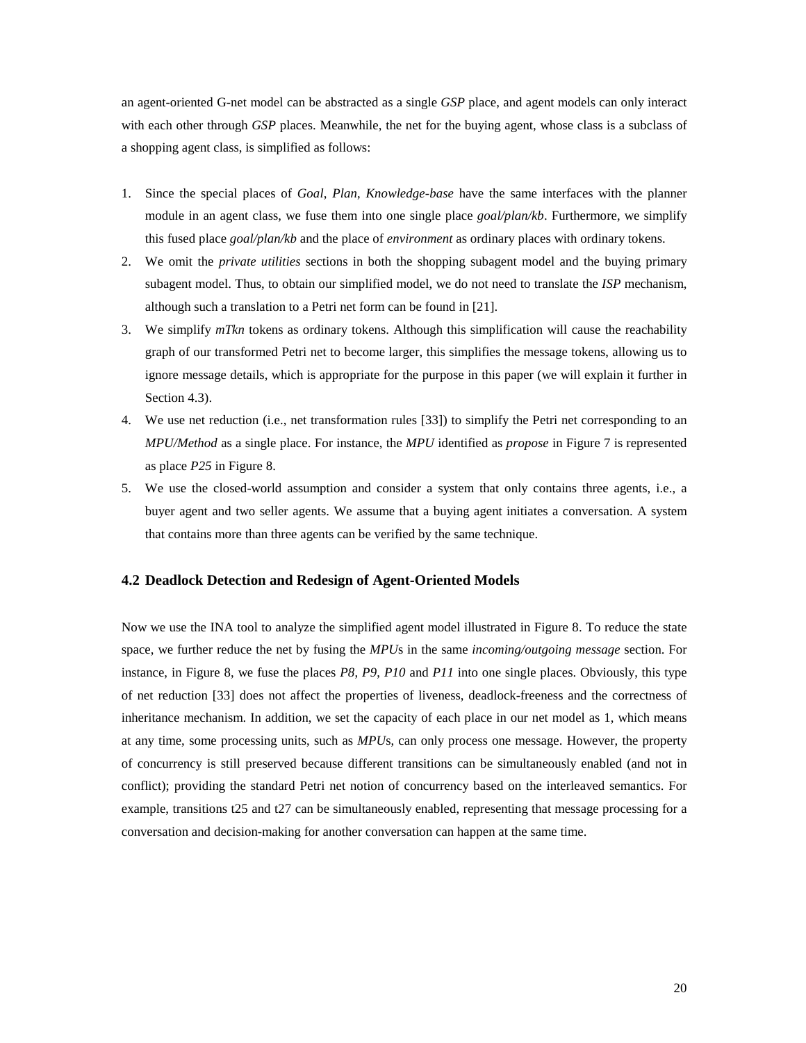an agent-oriented G-net model can be abstracted as a single *GSP* place, and agent models can only interact with each other through *GSP* places. Meanwhile, the net for the buying agent, whose class is a subclass of a shopping agent class, is simplified as follows:

1. Since the special places of *Goal*, *Plan*, *Knowledge-base* have the same interfaces with the planner module in an agent class, we fuse them into one single place *goal/plan/kb*. Furthermore, we simplify this fused place *goal/plan/kb* and the place of *environment* as ordinary places with ordinary tokens.
2. We omit the *private utilities* sections in both the shopping subagent model and the buying primary subagent model. Thus, to obtain our simplified model, we do not need to translate the *ISP* mechanism, although such a translation to a Petri net form can be found in [21].
3. We simplify *mTkn* tokens as ordinary tokens. Although this simplification will cause the reachability graph of our transformed Petri net to become larger, this simplifies the message tokens, allowing us to ignore message details, which is appropriate for the purpose in this paper (we will explain it further in Section 4.3).
4. We use net reduction (i.e., net transformation rules [33]) to simplify the Petri net corresponding to an *MPU/Method* as a single place. For instance, the *MPU* identified as *propose* in Figure 7 is represented as place *P25* in Figure 8.
5. We use the closed-world assumption and consider a system that only contains three agents, i.e., a buyer agent and two seller agents. We assume that a buying agent initiates a conversation. A system that contains more than three agents can be verified by the same technique.

### 4.2 Deadlock Detection and Redesign of Agent-Oriented Models

Now we use the INA tool to analyze the simplified agent model illustrated in Figure 8. To reduce the state space, we further reduce the net by fusing the *MPU*s in the same *incoming/outgoing message* section. For instance, in Figure 8, we fuse the places *P8*, *P9*, *P10* and *P11* into one single places. Obviously, this type of net reduction [33] does not affect the properties of liveness, deadlock-freeness and the correctness of inheritance mechanism. In addition, we set the capacity of each place in our net model as 1, which means at any time, some processing units, such as *MPU*s, can only process one message. However, the property of concurrency is still preserved because different transitions can be simultaneously enabled (and not in conflict); providing the standard Petri net notion of concurrency based on the interleaved semantics. For example, transitions t25 and t27 can be simultaneously enabled, representing that message processing for a conversation and decision-making for another conversation can happen at the same time.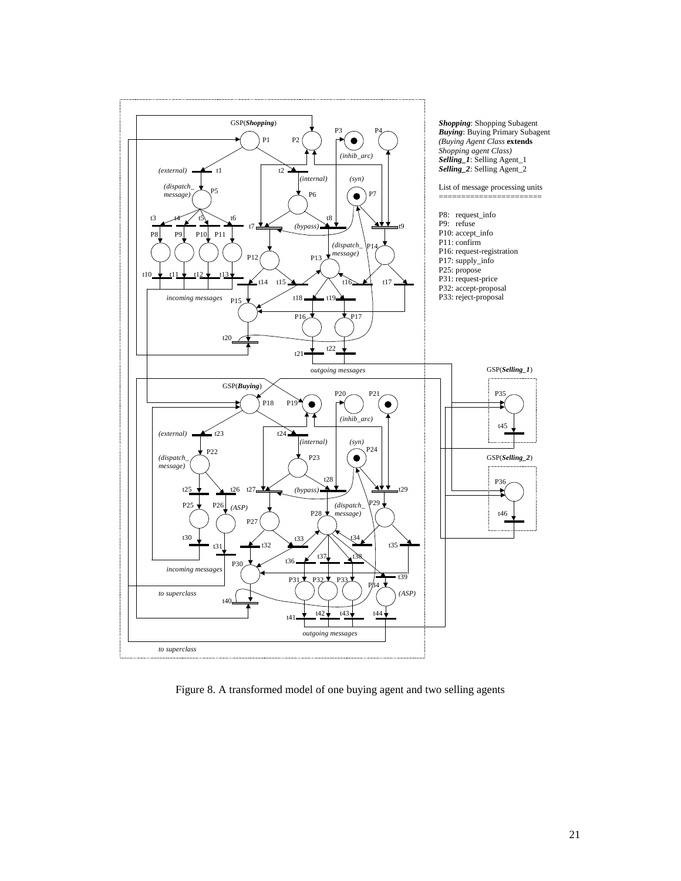*Shopping*: Shopping Subagent
*Buying*: Buying Primary Subagent
*(Buying Agent Class* **extends** *Shopping agent Class)*
***Selling_1***: Selling Agent_1
***Selling_2***: Selling Agent_2

List of message processing units

P8: request_info
P9: refuse
P10: accept_info
P11: confirm
P16: request-registration
P17: supply_info
P25: propose
P31: request-price
P32: accept-proposal
P33: reject-proposal

Figure 8. A transformed model of one buying agent and two selling agents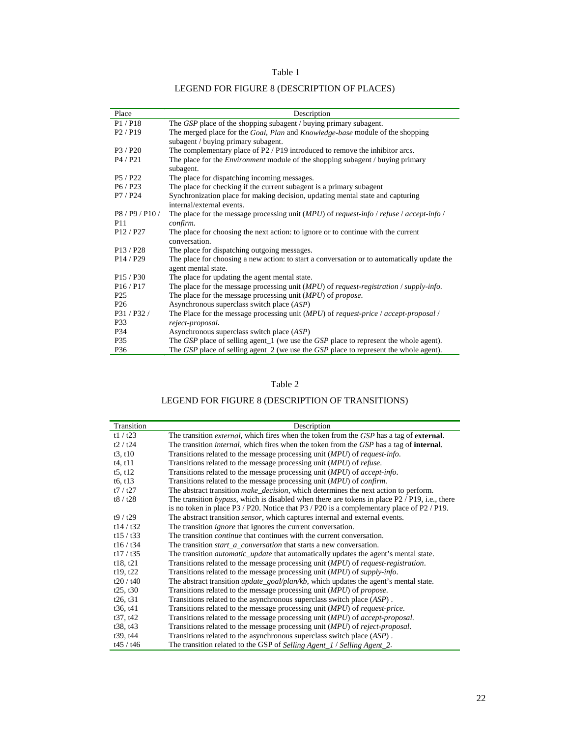Table 1

LEGEND FOR FIGURE 8 (DESCRIPTION OF PLACES)

| Place | Description |
|---|---|
| P1 / P18 | The *GSP* place of the shopping subagent / buying primary subagent. |
| P2 / P19 | The merged place for the *Goal*, *Plan* and *Knowledge-base* module of the shopping subagent / buying primary subagent. |
| P3 / P20 | The complementary place of P2 / P19 introduced to remove the inhibitor arcs. |
| P4 / P21 | The place for the *Environment* module of the shopping subagent / buying primary subagent. |
| P5 / P22 | The place for dispatching incoming messages. |
| P6 / P23 | The place for checking if the current subagent is a primary subagent |
| P7 / P24 | Synchronization place for making decision, updating mental state and capturing internal/external events. |
| P8 / P9 / P10 / P11 | The place for the message processing unit (*MPU*) of *request-info* / *refuse* / *accept-info* / *confirm*. |
| P12 / P27 | The place for choosing the next action: to ignore or to continue with the current conversation. |
| P13 / P28 | The place for dispatching outgoing messages. |
| P14 / P29 | The place for choosing a new action: to start a conversation or to automatically update the agent mental state. |
| P15 / P30 | The place for updating the agent mental state. |
| P16 / P17 | The place for the message processing unit (*MPU*) of *request-registration* / *supply-info*. |
| P25 | The place for the message processing unit (*MPU*) of *propose*. |
| P26 | Asynchronous superclass switch place (*ASP*) |
| P31 / P32 / P33 | The Place for the message processing unit (*MPU*) of *request-price* / *accept-proposal* / *reject-proposal*. |
| P34 | Asynchronous superclass switch place (*ASP*) |
| P35 | The *GSP* place of selling agent_1 (we use the *GSP* place to represent the whole agent). |
| P36 | The *GSP* place of selling agent_2 (we use the *GSP* place to represent the whole agent). |

Table 2

LEGEND FOR FIGURE 8 (DESCRIPTION OF TRANSITIONS)

| Transition | Description |
|---|---|
| t1 / t23 | The transition *external*, which fires when the token from the *GSP* has a tag of **external**. |
| t2 / t24 | The transition *internal*, which fires when the token from the *GSP* has a tag of **internal**. |
| t3, t10 | Transitions related to the message processing unit (*MPU*) of *request-info*. |
| t4, t11 | Transitions related to the message processing unit (*MPU*) of *refuse*. |
| t5, t12 | Transitions related to the message processing unit (*MPU*) of *accept-info*. |
| t6, t13 | Transitions related to the message processing unit (*MPU*) of *confirm*. |
| t7 / t27 | The abstract transition *make_decision*, which determines the next action to perform. |
| t8 / t28 | The transition *bypass*, which is disabled when there are tokens in place P2 / P19, i.e., there is no token in place P3 / P20. Notice that P3 / P20 is a complementary place of P2 / P19. |
| t9 / t29 | The abstract transition *sensor*, which captures internal and external events. |
| t14 / t32 | The transition *ignore* that ignores the current conversation. |
| t15 / t33 | The transition *continue* that continues with the current conversation. |
| t16 / t34 | The transition *start_a_conversation* that starts a new conversation. |
| t17 / t35 | The transition *automatic_update* that automatically updates the agent's mental state. |
| t18, t21 | Transitions related to the message processing unit (*MPU*) of *request-registration*. |
| t19, t22 | Transitions related to the message processing unit (*MPU*) of *supply-info*. |
| t20 / t40 | The abstract transition *update_goal/plan/kb*, which updates the agent's mental state. |
| t25, t30 | Transitions related to the message processing unit (*MPU*) of *propose*. |
| t26, t31 | Transitions related to the asynchronous superclass switch place (*ASP*) . |
| t36, t41 | Transitions related to the message processing unit (*MPU*) of *request-price*. |
| t37, t42 | Transitions related to the message processing unit (*MPU*) of *accept-proposal*. |
| t38, t43 | Transitions related to the message processing unit (*MPU*) of *reject-proposal*. |
| t39, t44 | Transitions related to the asynchronous superclass switch place (*ASP*) . |
| t45 / t46 | The transition related to the GSP of *Selling Agent_1* / *Selling Agent_2*. |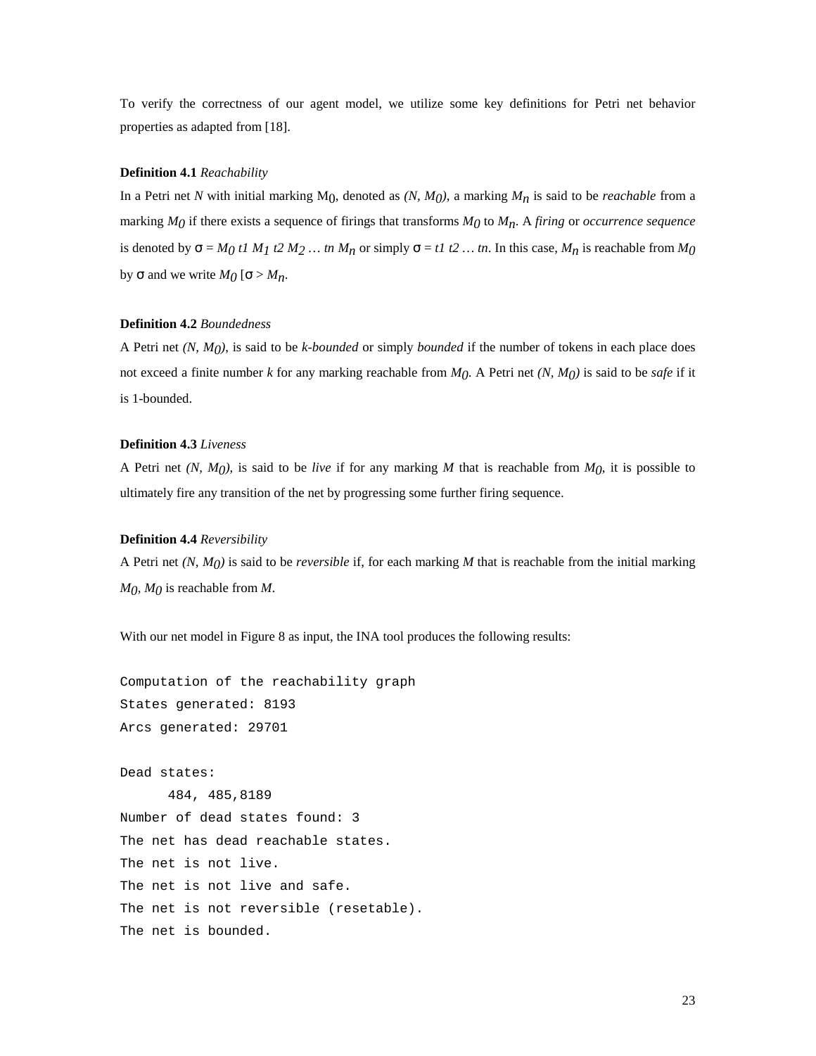To verify the correctness of our agent model, we utilize some key definitions for Petri net behavior properties as adapted from [18].

**Definition 4.1** *Reachability*

In a Petri net *N* with initial marking $M_0$, denoted as $(N, M_0)$, a marking $M_n$ is said to be *reachable* from a marking $M_0$ if there exists a sequence of firings that transforms $M_0$ to $M_n$. A *firing* or *occurrence sequence* is denoted by $\sigma = M_0\ t1\ M_1\ t2\ M_2 \ldots tn\ M_n$ or simply $\sigma = t1\ t2 \ldots tn$. In this case, $M_n$ is reachable from $M_0$ by $\sigma$ and we write $M_0 [\sigma > M_n$.

**Definition 4.2** *Boundedness*

A Petri net $(N, M_0)$, is said to be *k-bounded* or simply *bounded* if the number of tokens in each place does not exceed a finite number *k* for any marking reachable from $M_0$. A Petri net $(N, M_0)$ is said to be *safe* if it is 1-bounded.

**Definition 4.3** *Liveness*

A Petri net $(N, M_0)$, is said to be *live* if for any marking *M* that is reachable from $M_0$, it is possible to ultimately fire any transition of the net by progressing some further firing sequence.

**Definition 4.4** *Reversibility*

A Petri net $(N, M_0)$ is said to be *reversible* if, for each marking *M* that is reachable from the initial marking $M_0$, $M_0$ is reachable from *M*.

With our net model in Figure 8 as input, the INA tool produces the following results:

```
Computation of the reachability graph
States generated: 8193
Arcs generated: 29701

Dead states:
      484, 485,8189
Number of dead states found: 3
The net has dead reachable states.
The net is not live.
The net is not live and safe.
The net is not reversible (resetable).
The net is bounded.
```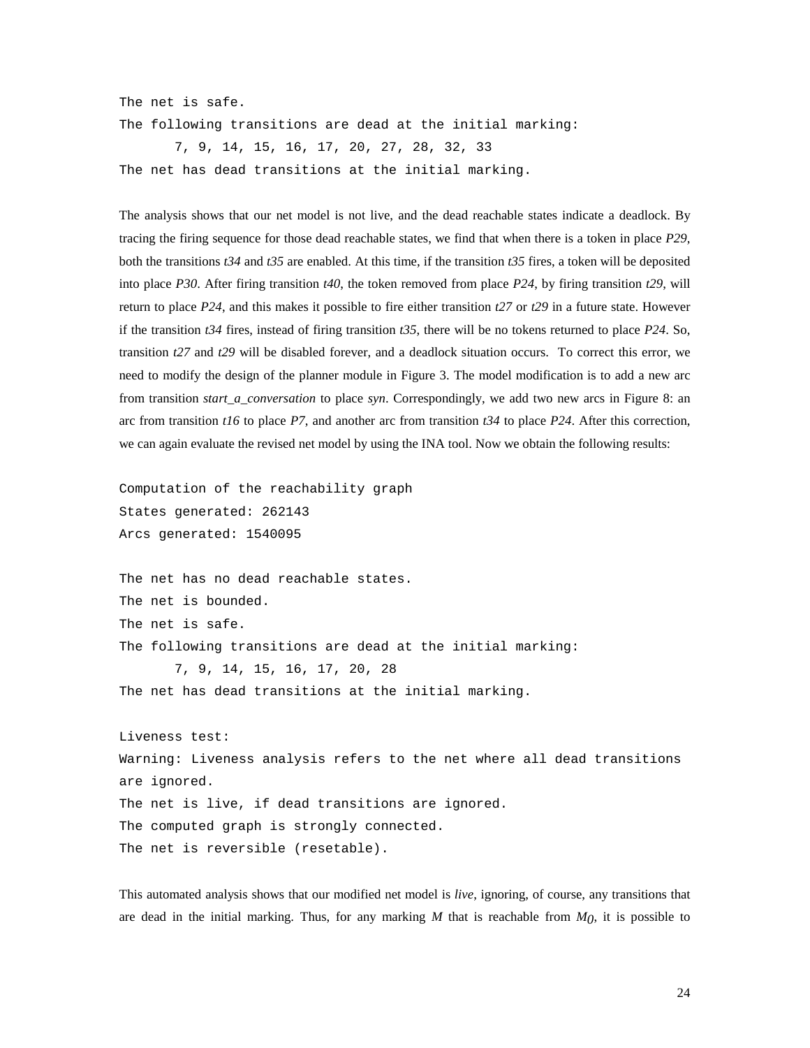```
The net is safe.
The following transitions are dead at the initial marking:
       7, 9, 14, 15, 16, 17, 20, 27, 28, 32, 33
The net has dead transitions at the initial marking.
```

The analysis shows that our net model is not live, and the dead reachable states indicate a deadlock. By tracing the firing sequence for those dead reachable states, we find that when there is a token in place *P29*, both the transitions *t34* and *t35* are enabled. At this time, if the transition *t35* fires, a token will be deposited into place *P30*. After firing transition *t40*, the token removed from place *P24*, by firing transition *t29*, will return to place *P24*, and this makes it possible to fire either transition *t27* or *t29* in a future state. However if the transition *t34* fires, instead of firing transition *t35*, there will be no tokens returned to place *P24*. So, transition *t27* and *t29* will be disabled forever, and a deadlock situation occurs. To correct this error, we need to modify the design of the planner module in Figure 3. The model modification is to add a new arc from transition *start_a_conversation* to place *syn*. Correspondingly, we add two new arcs in Figure 8: an arc from transition *t16* to place *P7*, and another arc from transition *t34* to place *P24*. After this correction, we can again evaluate the revised net model by using the INA tool. Now we obtain the following results:

```
Computation of the reachability graph
States generated: 262143
Arcs generated: 1540095

The net has no dead reachable states.
The net is bounded.
The net is safe.
The following transitions are dead at the initial marking:
       7, 9, 14, 15, 16, 17, 20, 28
The net has dead transitions at the initial marking.

Liveness test:
Warning: Liveness analysis refers to the net where all dead transitions
are ignored.
The net is live, if dead transitions are ignored.
The computed graph is strongly connected.
The net is reversible (resetable).
```

This automated analysis shows that our modified net model is *live*, ignoring, of course, any transitions that are dead in the initial marking. Thus, for any marking $M$ that is reachable from $M_0$, it is possible to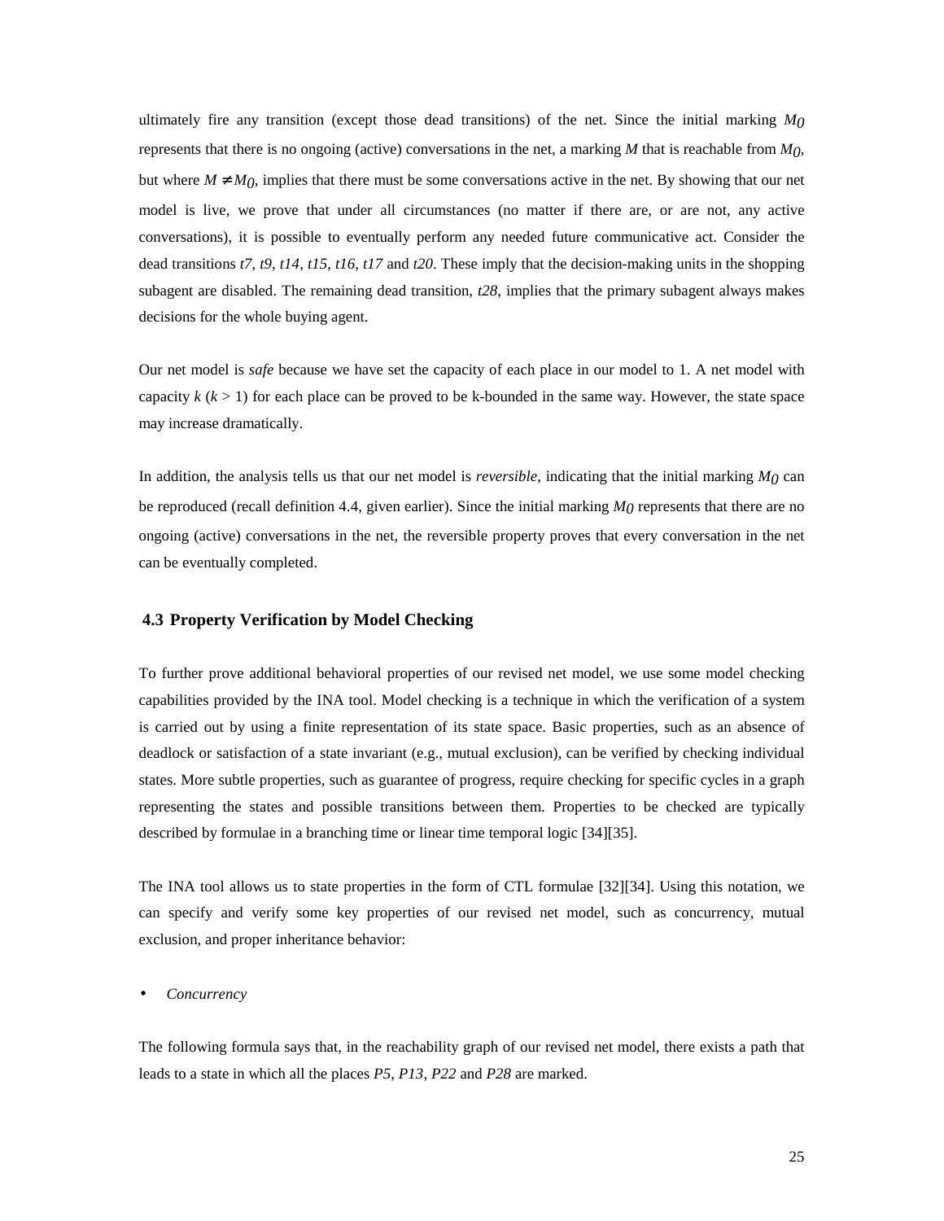ultimately fire any transition (except those dead transitions) of the net. Since the initial marking $M_0$ represents that there is no ongoing (active) conversations in the net, a marking $M$ that is reachable from $M_0$, but where $M \neq M_0$, implies that there must be some conversations active in the net. By showing that our net model is live, we prove that under all circumstances (no matter if there are, or are not, any active conversations), it is possible to eventually perform any needed future communicative act. Consider the dead transitions *t7*, *t9*, *t14*, *t15*, *t16*, *t17* and *t20*. These imply that the decision-making units in the shopping subagent are disabled. The remaining dead transition, *t28*, implies that the primary subagent always makes decisions for the whole buying agent.

Our net model is *safe* because we have set the capacity of each place in our model to 1. A net model with capacity $k$ ($k > 1$) for each place can be proved to be k-bounded in the same way. However, the state space may increase dramatically.

In addition, the analysis tells us that our net model is *reversible*, indicating that the initial marking $M_0$ can be reproduced (recall definition 4.4, given earlier). Since the initial marking $M_0$ represents that there are no ongoing (active) conversations in the net, the reversible property proves that every conversation in the net can be eventually completed.

## 4.3 Property Verification by Model Checking

To further prove additional behavioral properties of our revised net model, we use some model checking capabilities provided by the INA tool. Model checking is a technique in which the verification of a system is carried out by using a finite representation of its state space. Basic properties, such as an absence of deadlock or satisfaction of a state invariant (e.g., mutual exclusion), can be verified by checking individual states. More subtle properties, such as guarantee of progress, require checking for specific cycles in a graph representing the states and possible transitions between them. Properties to be checked are typically described by formulae in a branching time or linear time temporal logic [34][35].

The INA tool allows us to state properties in the form of CTL formulae [32][34]. Using this notation, we can specify and verify some key properties of our revised net model, such as concurrency, mutual exclusion, and proper inheritance behavior:

- *Concurrency*

The following formula says that, in the reachability graph of our revised net model, there exists a path that leads to a state in which all the places *P5*, *P13*, *P22* and *P28* are marked.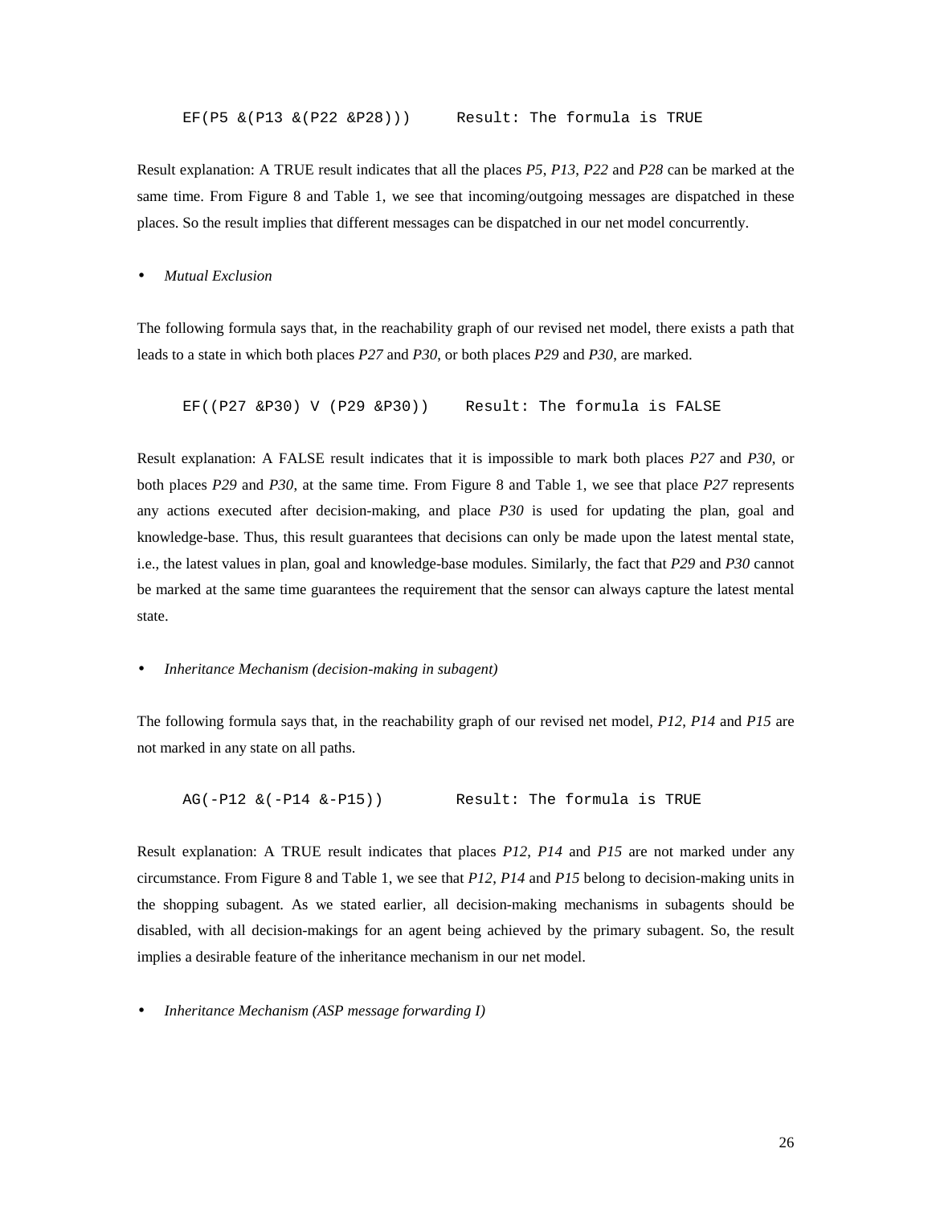```
EF(P5 &(P13 &(P22 &P28)))      Result: The formula is TRUE
```

Result explanation: A TRUE result indicates that all the places *P5*, *P13*, *P22* and *P28* can be marked at the same time. From Figure 8 and Table 1, we see that incoming/outgoing messages are dispatched in these places. So the result implies that different messages can be dispatched in our net model concurrently.

- *Mutual Exclusion*

The following formula says that, in the reachability graph of our revised net model, there exists a path that leads to a state in which both places *P27* and *P30*, or both places *P29* and *P30*, are marked.

```
EF((P27 &P30) V (P29 &P30))    Result: The formula is FALSE
```

Result explanation: A FALSE result indicates that it is impossible to mark both places *P27* and *P30*, or both places *P29* and *P30*, at the same time. From Figure 8 and Table 1, we see that place *P27* represents any actions executed after decision-making, and place *P30* is used for updating the plan, goal and knowledge-base. Thus, this result guarantees that decisions can only be made upon the latest mental state, i.e., the latest values in plan, goal and knowledge-base modules. Similarly, the fact that *P29* and *P30* cannot be marked at the same time guarantees the requirement that the sensor can always capture the latest mental state.

- *Inheritance Mechanism (decision-making in subagent)*

The following formula says that, in the reachability graph of our revised net model, *P12*, *P14* and *P15* are not marked in any state on all paths.

```
AG(-P12 &(-P14 &-P15))         Result: The formula is TRUE
```

Result explanation: A TRUE result indicates that places *P12*, *P14* and *P15* are not marked under any circumstance. From Figure 8 and Table 1, we see that *P12*, *P14* and *P15* belong to decision-making units in the shopping subagent. As we stated earlier, all decision-making mechanisms in subagents should be disabled, with all decision-makings for an agent being achieved by the primary subagent. So, the result implies a desirable feature of the inheritance mechanism in our net model.

- *Inheritance Mechanism (ASP message forwarding I)*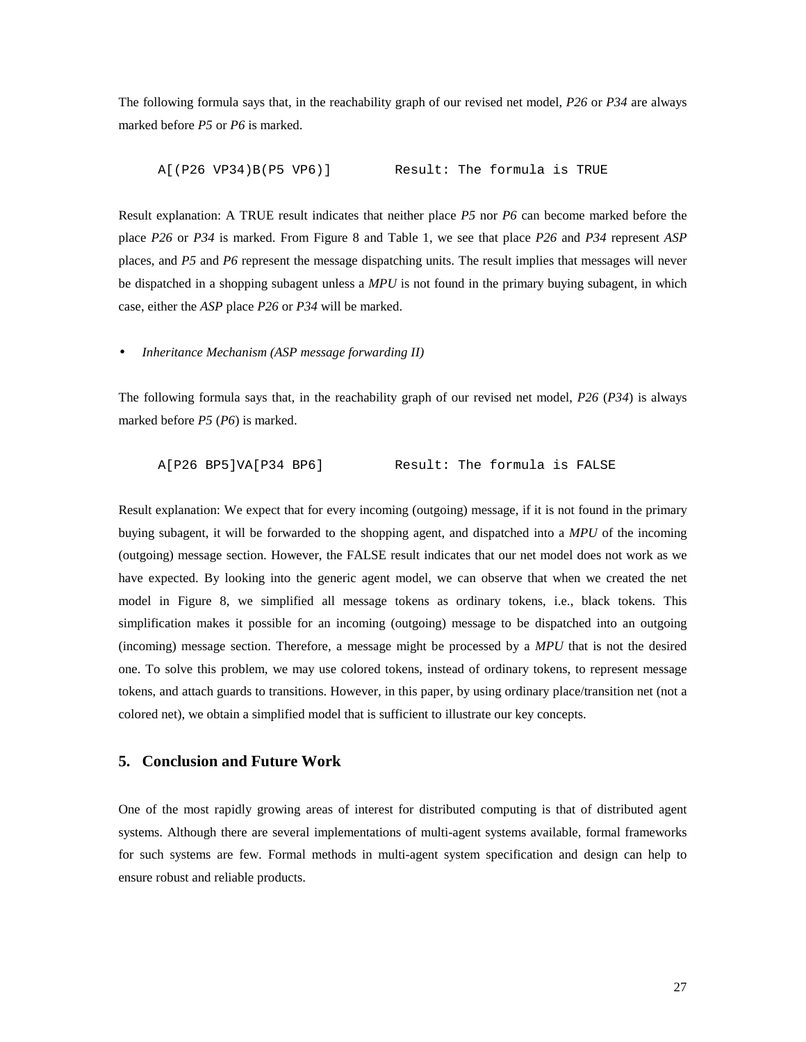The following formula says that, in the reachability graph of our revised net model, *P26* or *P34* are always marked before *P5* or *P6* is marked.

```
A[(P26 VP34)B(P5 VP6)]        Result: The formula is TRUE
```

Result explanation: A TRUE result indicates that neither place *P5* nor *P6* can become marked before the place *P26* or *P34* is marked. From Figure 8 and Table 1, we see that place *P26* and *P34* represent *ASP* places, and *P5* and *P6* represent the message dispatching units. The result implies that messages will never be dispatched in a shopping subagent unless a *MPU* is not found in the primary buying subagent, in which case, either the *ASP* place *P26* or *P34* will be marked.

- *Inheritance Mechanism (ASP message forwarding II)*

The following formula says that, in the reachability graph of our revised net model, *P26* (*P34*) is always marked before *P5* (*P6*) is marked.

```
A[P26 BP5]VA[P34 BP6]         Result: The formula is FALSE
```

Result explanation: We expect that for every incoming (outgoing) message, if it is not found in the primary buying subagent, it will be forwarded to the shopping agent, and dispatched into a *MPU* of the incoming (outgoing) message section. However, the FALSE result indicates that our net model does not work as we have expected. By looking into the generic agent model, we can observe that when we created the net model in Figure 8, we simplified all message tokens as ordinary tokens, i.e., black tokens. This simplification makes it possible for an incoming (outgoing) message to be dispatched into an outgoing (incoming) message section. Therefore, a message might be processed by a *MPU* that is not the desired one. To solve this problem, we may use colored tokens, instead of ordinary tokens, to represent message tokens, and attach guards to transitions. However, in this paper, by using ordinary place/transition net (not a colored net), we obtain a simplified model that is sufficient to illustrate our key concepts.

## 5. Conclusion and Future Work

One of the most rapidly growing areas of interest for distributed computing is that of distributed agent systems. Although there are several implementations of multi-agent systems available, formal frameworks for such systems are few. Formal methods in multi-agent system specification and design can help to ensure robust and reliable products.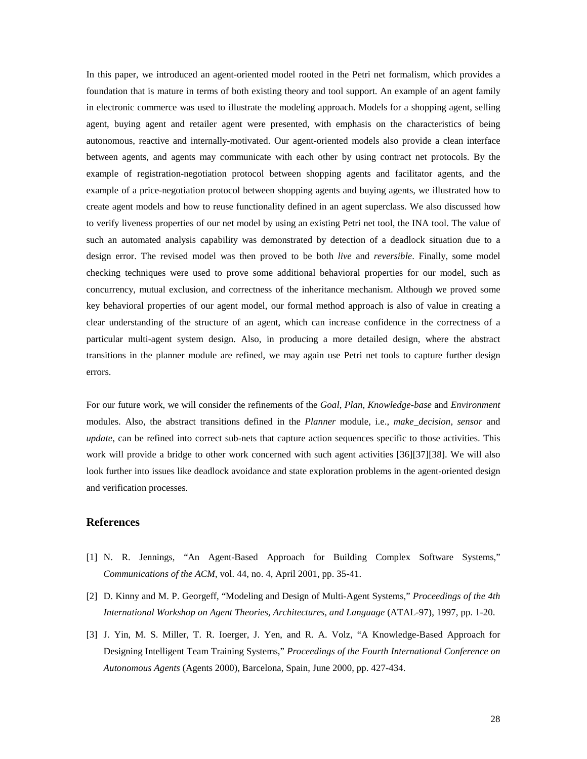In this paper, we introduced an agent-oriented model rooted in the Petri net formalism, which provides a foundation that is mature in terms of both existing theory and tool support. An example of an agent family in electronic commerce was used to illustrate the modeling approach. Models for a shopping agent, selling agent, buying agent and retailer agent were presented, with emphasis on the characteristics of being autonomous, reactive and internally-motivated. Our agent-oriented models also provide a clean interface between agents, and agents may communicate with each other by using contract net protocols. By the example of registration-negotiation protocol between shopping agents and facilitator agents, and the example of a price-negotiation protocol between shopping agents and buying agents, we illustrated how to create agent models and how to reuse functionality defined in an agent superclass. We also discussed how to verify liveness properties of our net model by using an existing Petri net tool, the INA tool. The value of such an automated analysis capability was demonstrated by detection of a deadlock situation due to a design error. The revised model was then proved to be both *live* and *reversible*. Finally, some model checking techniques were used to prove some additional behavioral properties for our model, such as concurrency, mutual exclusion, and correctness of the inheritance mechanism. Although we proved some key behavioral properties of our agent model, our formal method approach is also of value in creating a clear understanding of the structure of an agent, which can increase confidence in the correctness of a particular multi-agent system design. Also, in producing a more detailed design, where the abstract transitions in the planner module are refined, we may again use Petri net tools to capture further design errors.

For our future work, we will consider the refinements of the *Goal*, *Plan*, *Knowledge-base* and *Environment* modules. Also, the abstract transitions defined in the *Planner* module, i.e., *make_decision*, *sensor* and *update*, can be refined into correct sub-nets that capture action sequences specific to those activities. This work will provide a bridge to other work concerned with such agent activities [36][37][38]. We will also look further into issues like deadlock avoidance and state exploration problems in the agent-oriented design and verification processes.

## References

[1] N. R. Jennings, "An Agent-Based Approach for Building Complex Software Systems," *Communications of the ACM*, vol. 44, no. 4, April 2001, pp. 35-41.

[2] D. Kinny and M. P. Georgeff, "Modeling and Design of Multi-Agent Systems," *Proceedings of the 4th International Workshop on Agent Theories, Architectures, and Language* (ATAL-97), 1997, pp. 1-20.

[3] J. Yin, M. S. Miller, T. R. Ioerger, J. Yen, and R. A. Volz, "A Knowledge-Based Approach for Designing Intelligent Team Training Systems," *Proceedings of the Fourth International Conference on Autonomous Agents* (Agents 2000), Barcelona, Spain, June 2000, pp. 427-434.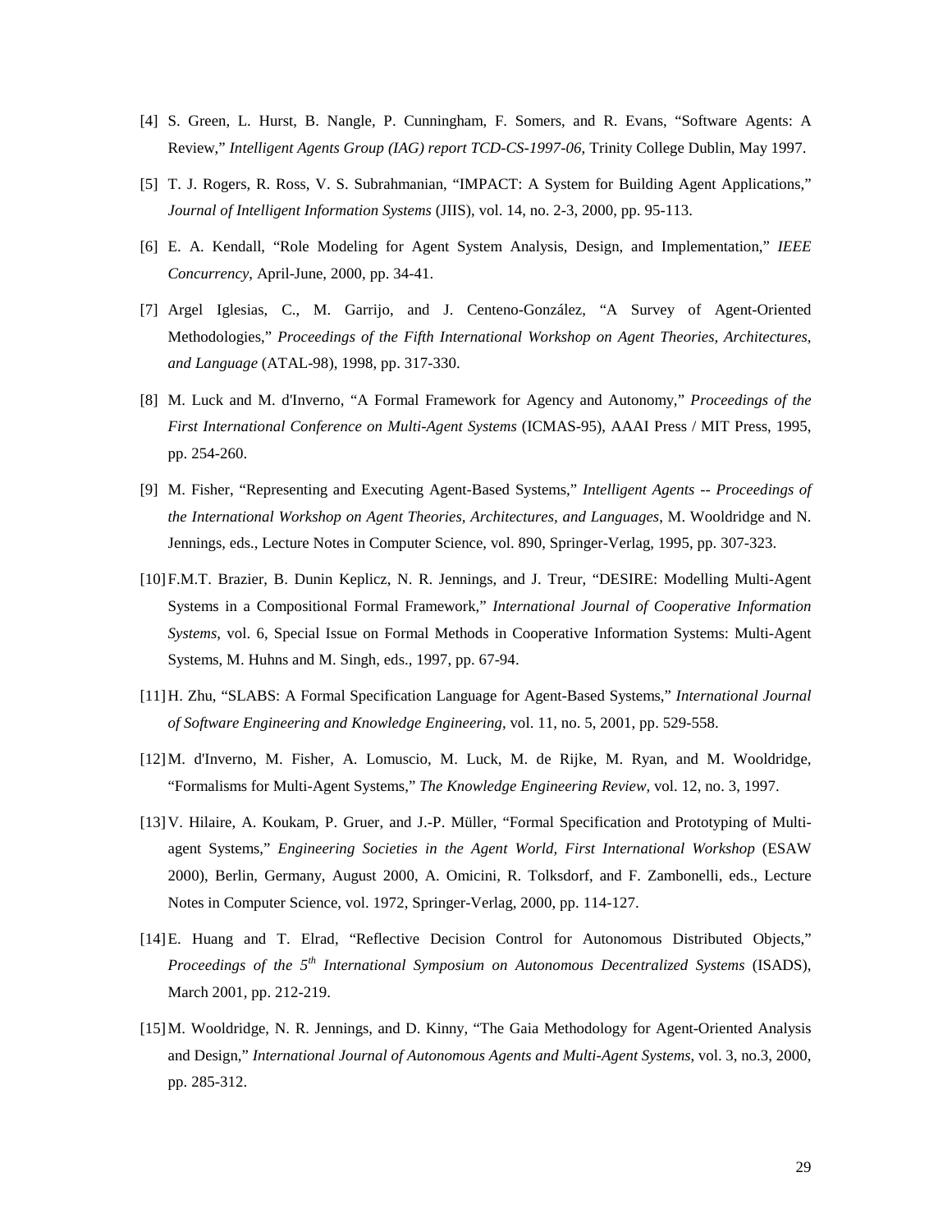[4] S. Green, L. Hurst, B. Nangle, P. Cunningham, F. Somers, and R. Evans, "Software Agents: A Review," *Intelligent Agents Group (IAG) report TCD-CS-1997-06*, Trinity College Dublin, May 1997.

[5] T. J. Rogers, R. Ross, V. S. Subrahmanian, "IMPACT: A System for Building Agent Applications," *Journal of Intelligent Information Systems* (JIIS), vol. 14, no. 2-3, 2000, pp. 95-113.

[6] E. A. Kendall, "Role Modeling for Agent System Analysis, Design, and Implementation," *IEEE Concurrency*, April-June, 2000, pp. 34-41.

[7] Argel Iglesias, C., M. Garrijo, and J. Centeno-González, "A Survey of Agent-Oriented Methodologies," *Proceedings of the Fifth International Workshop on Agent Theories, Architectures, and Language* (ATAL-98), 1998, pp. 317-330.

[8] M. Luck and M. d'Inverno, "A Formal Framework for Agency and Autonomy," *Proceedings of the First International Conference on Multi-Agent Systems* (ICMAS-95), AAAI Press / MIT Press, 1995, pp. 254-260.

[9] M. Fisher, "Representing and Executing Agent-Based Systems," *Intelligent Agents -- Proceedings of the International Workshop on Agent Theories, Architectures, and Languages*, M. Wooldridge and N. Jennings, eds., Lecture Notes in Computer Science, vol. 890, Springer-Verlag, 1995, pp. 307-323.

[10] F.M.T. Brazier, B. Dunin Keplicz, N. R. Jennings, and J. Treur, "DESIRE: Modelling Multi-Agent Systems in a Compositional Formal Framework," *International Journal of Cooperative Information Systems*, vol. 6, Special Issue on Formal Methods in Cooperative Information Systems: Multi-Agent Systems, M. Huhns and M. Singh, eds., 1997, pp. 67-94.

[11] H. Zhu, "SLABS: A Formal Specification Language for Agent-Based Systems," *International Journal of Software Engineering and Knowledge Engineering*, vol. 11, no. 5, 2001, pp. 529-558.

[12] M. d'Inverno, M. Fisher, A. Lomuscio, M. Luck, M. de Rijke, M. Ryan, and M. Wooldridge, "Formalisms for Multi-Agent Systems," *The Knowledge Engineering Review*, vol. 12, no. 3, 1997.

[13] V. Hilaire, A. Koukam, P. Gruer, and J.-P. Müller, "Formal Specification and Prototyping of Multi-agent Systems," *Engineering Societies in the Agent World, First International Workshop* (ESAW 2000), Berlin, Germany, August 2000, A. Omicini, R. Tolksdorf, and F. Zambonelli, eds., Lecture Notes in Computer Science, vol. 1972, Springer-Verlag, 2000, pp. 114-127.

[14] E. Huang and T. Elrad, "Reflective Decision Control for Autonomous Distributed Objects," *Proceedings of the 5th International Symposium on Autonomous Decentralized Systems* (ISADS), March 2001, pp. 212-219.

[15] M. Wooldridge, N. R. Jennings, and D. Kinny, "The Gaia Methodology for Agent-Oriented Analysis and Design," *International Journal of Autonomous Agents and Multi-Agent Systems*, vol. 3, no.3, 2000, pp. 285-312.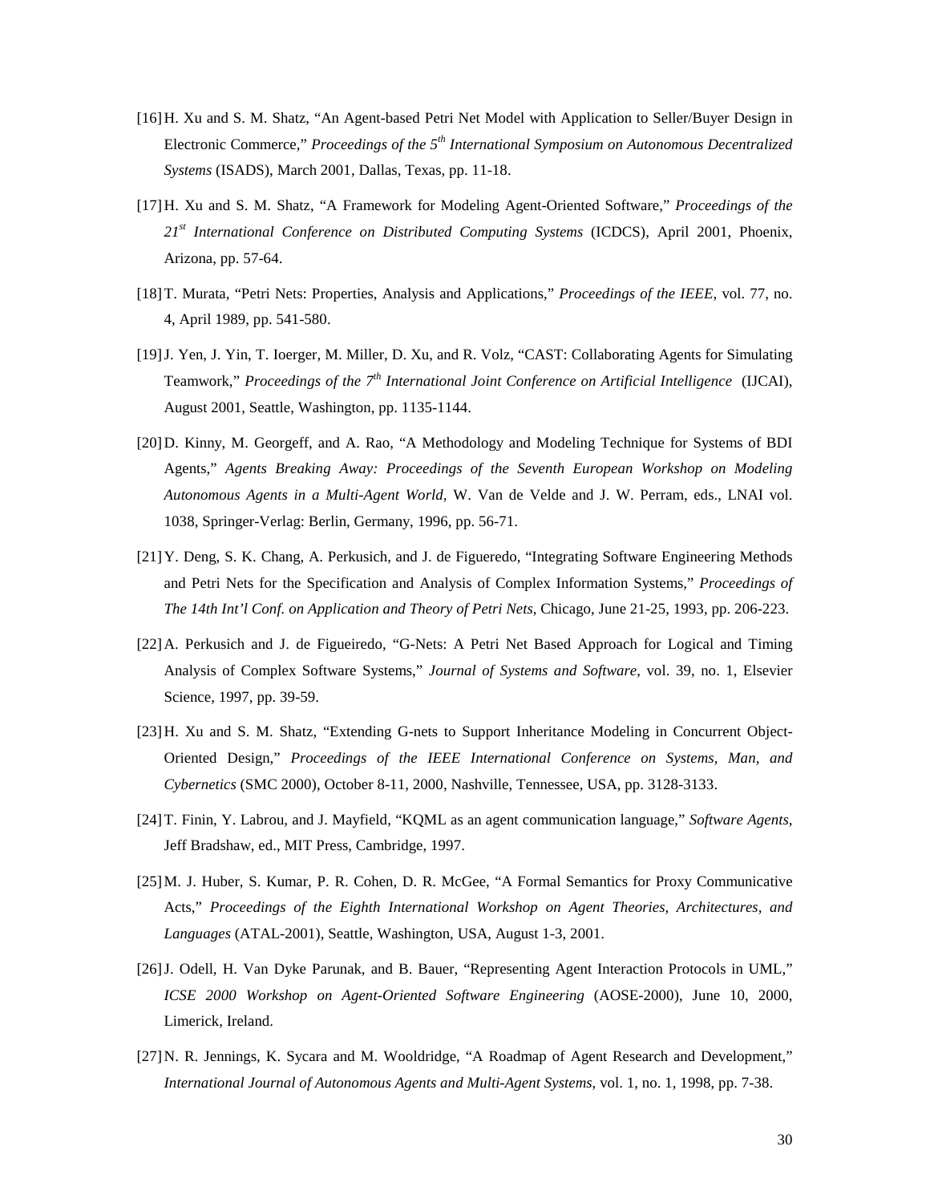[16] H. Xu and S. M. Shatz, "An Agent-based Petri Net Model with Application to Seller/Buyer Design in Electronic Commerce," *Proceedings of the 5th International Symposium on Autonomous Decentralized Systems* (ISADS), March 2001, Dallas, Texas, pp. 11-18.

[17] H. Xu and S. M. Shatz, "A Framework for Modeling Agent-Oriented Software," *Proceedings of the 21st International Conference on Distributed Computing Systems* (ICDCS), April 2001, Phoenix, Arizona, pp. 57-64.

[18] T. Murata, "Petri Nets: Properties, Analysis and Applications," *Proceedings of the IEEE*, vol. 77, no. 4, April 1989, pp. 541-580.

[19] J. Yen, J. Yin, T. Ioerger, M. Miller, D. Xu, and R. Volz, "CAST: Collaborating Agents for Simulating Teamwork," *Proceedings of the 7th International Joint Conference on Artificial Intelligence* (IJCAI), August 2001, Seattle, Washington, pp. 1135-1144.

[20] D. Kinny, M. Georgeff, and A. Rao, "A Methodology and Modeling Technique for Systems of BDI Agents," *Agents Breaking Away: Proceedings of the Seventh European Workshop on Modeling Autonomous Agents in a Multi-Agent World,* W. Van de Velde and J. W. Perram, eds., LNAI vol. 1038, Springer-Verlag: Berlin, Germany, 1996, pp. 56-71.

[21] Y. Deng, S. K. Chang, A. Perkusich, and J. de Figueredo, "Integrating Software Engineering Methods and Petri Nets for the Specification and Analysis of Complex Information Systems," *Proceedings of The 14th Int'l Conf. on Application and Theory of Petri Nets*, Chicago, June 21-25, 1993, pp. 206-223.

[22] A. Perkusich and J. de Figueiredo, "G-Nets: A Petri Net Based Approach for Logical and Timing Analysis of Complex Software Systems," *Journal of Systems and Software*, vol. 39, no. 1, Elsevier Science, 1997, pp. 39-59.

[23] H. Xu and S. M. Shatz, "Extending G-nets to Support Inheritance Modeling in Concurrent Object-Oriented Design," *Proceedings of the IEEE International Conference on Systems, Man, and Cybernetics* (SMC 2000), October 8-11, 2000, Nashville, Tennessee, USA, pp. 3128-3133.

[24] T. Finin, Y. Labrou, and J. Mayfield, "KQML as an agent communication language," *Software Agents*, Jeff Bradshaw, ed., MIT Press, Cambridge, 1997.

[25] M. J. Huber, S. Kumar, P. R. Cohen, D. R. McGee, "A Formal Semantics for Proxy Communicative Acts," *Proceedings of the Eighth International Workshop on Agent Theories, Architectures, and Languages* (ATAL-2001), Seattle, Washington, USA, August 1-3, 2001.

[26] J. Odell, H. Van Dyke Parunak, and B. Bauer, "Representing Agent Interaction Protocols in UML," *ICSE 2000 Workshop on Agent-Oriented Software Engineering* (AOSE-2000), June 10, 2000, Limerick, Ireland.

[27] N. R. Jennings, K. Sycara and M. Wooldridge, "A Roadmap of Agent Research and Development," *International Journal of Autonomous Agents and Multi-Agent Systems*, vol. 1, no. 1, 1998, pp. 7-38.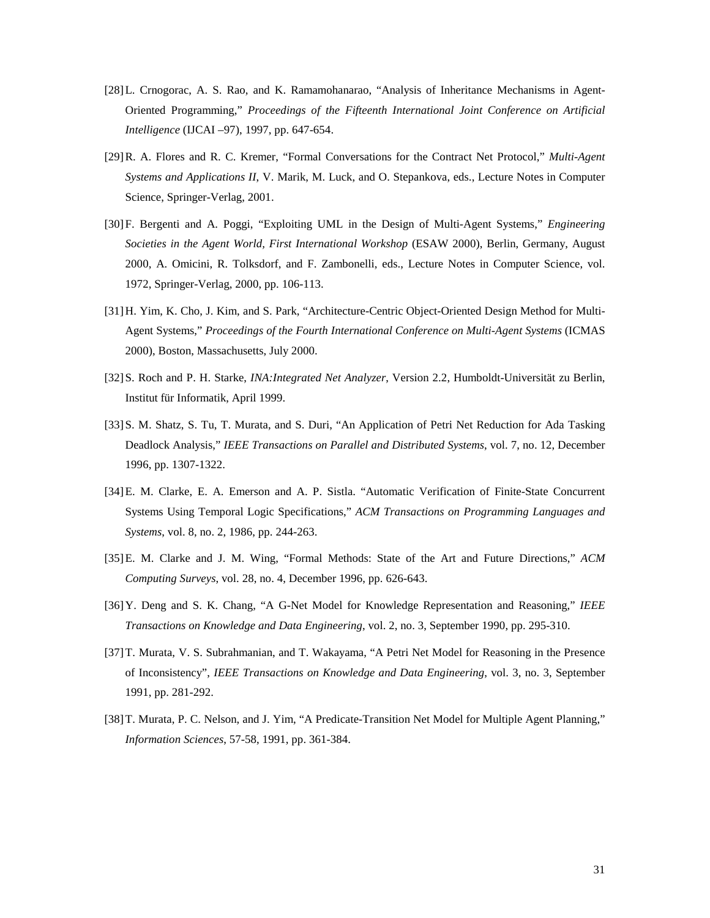[28] L. Crnogorac, A. S. Rao, and K. Ramamohanarao, "Analysis of Inheritance Mechanisms in Agent-Oriented Programming," *Proceedings of the Fifteenth International Joint Conference on Artificial Intelligence* (IJCAI –97), 1997, pp. 647-654.

[29] R. A. Flores and R. C. Kremer, "Formal Conversations for the Contract Net Protocol," *Multi-Agent Systems and Applications II*, V. Marik, M. Luck, and O. Stepankova, eds., Lecture Notes in Computer Science, Springer-Verlag, 2001.

[30] F. Bergenti and A. Poggi, "Exploiting UML in the Design of Multi-Agent Systems," *Engineering Societies in the Agent World, First International Workshop* (ESAW 2000), Berlin, Germany, August 2000, A. Omicini, R. Tolksdorf, and F. Zambonelli, eds., Lecture Notes in Computer Science, vol. 1972, Springer-Verlag, 2000, pp. 106-113.

[31] H. Yim, K. Cho, J. Kim, and S. Park, "Architecture-Centric Object-Oriented Design Method for Multi-Agent Systems," *Proceedings of the Fourth International Conference on Multi-Agent Systems* (ICMAS 2000), Boston, Massachusetts, July 2000.

[32] S. Roch and P. H. Starke, *INA:Integrated Net Analyzer*, Version 2.2, Humboldt-Universität zu Berlin, Institut für Informatik, April 1999.

[33] S. M. Shatz, S. Tu, T. Murata, and S. Duri, "An Application of Petri Net Reduction for Ada Tasking Deadlock Analysis," *IEEE Transactions on Parallel and Distributed Systems*, vol. 7, no. 12, December 1996, pp. 1307-1322.

[34] E. M. Clarke, E. A. Emerson and A. P. Sistla. "Automatic Verification of Finite-State Concurrent Systems Using Temporal Logic Specifications," *ACM Transactions on Programming Languages and Systems*, vol. 8, no. 2, 1986, pp. 244-263.

[35] E. M. Clarke and J. M. Wing, "Formal Methods: State of the Art and Future Directions," *ACM Computing Surveys*, vol. 28, no. 4, December 1996, pp. 626-643.

[36] Y. Deng and S. K. Chang, "A G-Net Model for Knowledge Representation and Reasoning," *IEEE Transactions on Knowledge and Data Engineering*, vol. 2, no. 3, September 1990, pp. 295-310.

[37] T. Murata, V. S. Subrahmanian, and T. Wakayama, "A Petri Net Model for Reasoning in the Presence of Inconsistency", *IEEE Transactions on Knowledge and Data Engineering*, vol. 3, no. 3, September 1991, pp. 281-292.

[38] T. Murata, P. C. Nelson, and J. Yim, "A Predicate-Transition Net Model for Multiple Agent Planning," *Information Sciences*, 57-58, 1991, pp. 361-384.